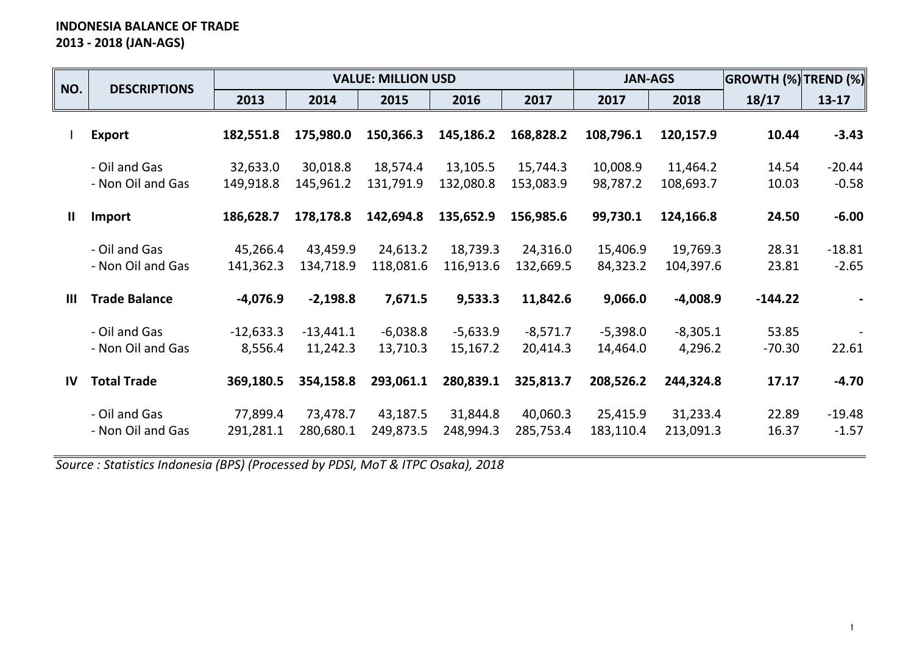**INDONESIA BALANCE OF TRADE**
**2013 - 2018 (JAN-AGS)**

| NO. | DESCRIPTIONS | VALUE: MILLION USD | | | | | JAN-AGS | | GROWTH (%) | TREND (%) |
|---|---|---|---|---|---|---|---|---|---|---|
| | | 2013 | 2014 | 2015 | 2016 | 2017 | 2017 | 2018 | 18/17 | 13-17 |
| I | **Export** | **182,551.8** | **175,980.0** | **150,366.3** | **145,186.2** | **168,828.2** | **108,796.1** | **120,157.9** | **10.44** | **-3.43** |
| | - Oil and Gas | 32,633.0 | 30,018.8 | 18,574.4 | 13,105.5 | 15,744.3 | 10,008.9 | 11,464.2 | 14.54 | -20.44 |
| | - Non Oil and Gas | 149,918.8 | 145,961.2 | 131,791.9 | 132,080.8 | 153,083.9 | 98,787.2 | 108,693.7 | 10.03 | -0.58 |
| II | **Import** | **186,628.7** | **178,178.8** | **142,694.8** | **135,652.9** | **156,985.6** | **99,730.1** | **124,166.8** | **24.50** | **-6.00** |
| | - Oil and Gas | 45,266.4 | 43,459.9 | 24,613.2 | 18,739.3 | 24,316.0 | 15,406.9 | 19,769.3 | 28.31 | -18.81 |
| | - Non Oil and Gas | 141,362.3 | 134,718.9 | 118,081.6 | 116,913.6 | 132,669.5 | 84,323.2 | 104,397.6 | 23.81 | -2.65 |
| III | **Trade Balance** | **-4,076.9** | **-2,198.8** | **7,671.5** | **9,533.3** | **11,842.6** | **9,066.0** | **-4,008.9** | **-144.22** | **-** |
| | - Oil and Gas | -12,633.3 | -13,441.1 | -6,038.8 | -5,633.9 | -8,571.7 | -5,398.0 | -8,305.1 | 53.85 | - |
| | - Non Oil and Gas | 8,556.4 | 11,242.3 | 13,710.3 | 15,167.2 | 20,414.3 | 14,464.0 | 4,296.2 | -70.30 | 22.61 |
| IV | **Total Trade** | **369,180.5** | **354,158.8** | **293,061.1** | **280,839.1** | **325,813.7** | **208,526.2** | **244,324.8** | **17.17** | **-4.70** |
| | - Oil and Gas | 77,899.4 | 73,478.7 | 43,187.5 | 31,844.8 | 40,060.3 | 25,415.9 | 31,233.4 | 22.89 | -19.48 |
| | - Non Oil and Gas | 291,281.1 | 280,680.1 | 249,873.5 | 248,994.3 | 285,753.4 | 183,110.4 | 213,091.3 | 16.37 | -1.57 |

*Source : Statistics Indonesia (BPS) (Processed by PDSI, MoT & ITPC Osaka), 2018*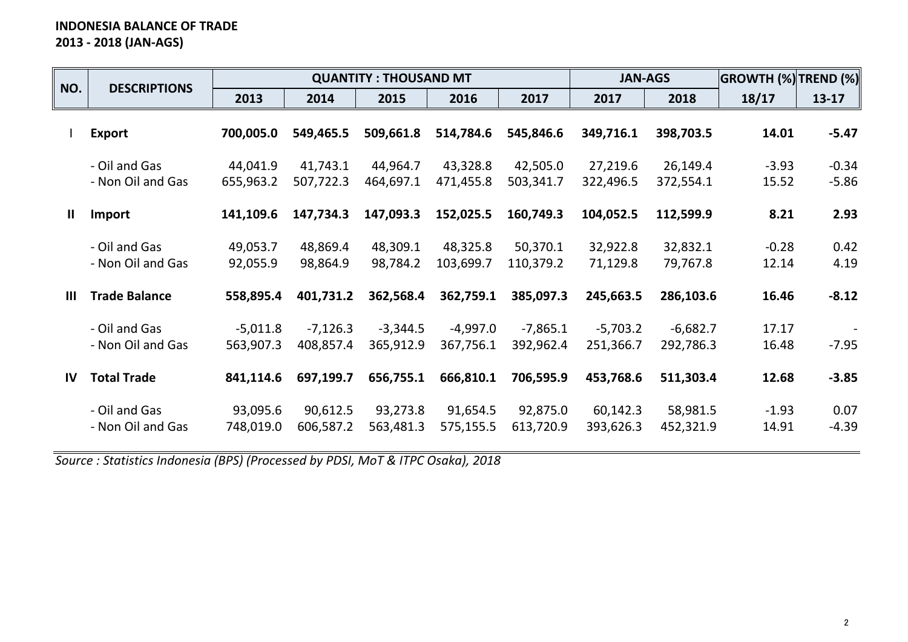**INDONESIA BALANCE OF TRADE**
**2013 - 2018 (JAN-AGS)**

| NO. | DESCRIPTIONS | QUANTITY : THOUSAND MT | | | | | JAN-AGS | | GROWTH (%) | TREND (%) |
|---|---|---|---|---|---|---|---|---|---|---|
| | | 2013 | 2014 | 2015 | 2016 | 2017 | 2017 | 2018 | 18/17 | 13-17 |
| **I** | **Export** | **700,005.0** | **549,465.5** | **509,661.8** | **514,784.6** | **545,846.6** | **349,716.1** | **398,703.5** | **14.01** | **-5.47** |
| | - Oil and Gas | 44,041.9 | 41,743.1 | 44,964.7 | 43,328.8 | 42,505.0 | 27,219.6 | 26,149.4 | -3.93 | -0.34 |
| | - Non Oil and Gas | 655,963.2 | 507,722.3 | 464,697.1 | 471,455.8 | 503,341.7 | 322,496.5 | 372,554.1 | 15.52 | -5.86 |
| **II** | **Import** | **141,109.6** | **147,734.3** | **147,093.3** | **152,025.5** | **160,749.3** | **104,052.5** | **112,599.9** | **8.21** | **2.93** |
| | - Oil and Gas | 49,053.7 | 48,869.4 | 48,309.1 | 48,325.8 | 50,370.1 | 32,922.8 | 32,832.1 | -0.28 | 0.42 |
| | - Non Oil and Gas | 92,055.9 | 98,864.9 | 98,784.2 | 103,699.7 | 110,379.2 | 71,129.8 | 79,767.8 | 12.14 | 4.19 |
| **III** | **Trade Balance** | **558,895.4** | **401,731.2** | **362,568.4** | **362,759.1** | **385,097.3** | **245,663.5** | **286,103.6** | **16.46** | **-8.12** |
| | - Oil and Gas | -5,011.8 | -7,126.3 | -3,344.5 | -4,997.0 | -7,865.1 | -5,703.2 | -6,682.7 | 17.17 | - |
| | - Non Oil and Gas | 563,907.3 | 408,857.4 | 365,912.9 | 367,756.1 | 392,962.4 | 251,366.7 | 292,786.3 | 16.48 | -7.95 |
| **IV** | **Total Trade** | **841,114.6** | **697,199.7** | **656,755.1** | **666,810.1** | **706,595.9** | **453,768.6** | **511,303.4** | **12.68** | **-3.85** |
| | - Oil and Gas | 93,095.6 | 90,612.5 | 93,273.8 | 91,654.5 | 92,875.0 | 60,142.3 | 58,981.5 | -1.93 | 0.07 |
| | - Non Oil and Gas | 748,019.0 | 606,587.2 | 563,481.3 | 575,155.5 | 613,720.9 | 393,626.3 | 452,321.9 | 14.91 | -4.39 |

*Source : Statistics Indonesia (BPS) (Processed by PDSI, MoT & ITPC Osaka), 2018*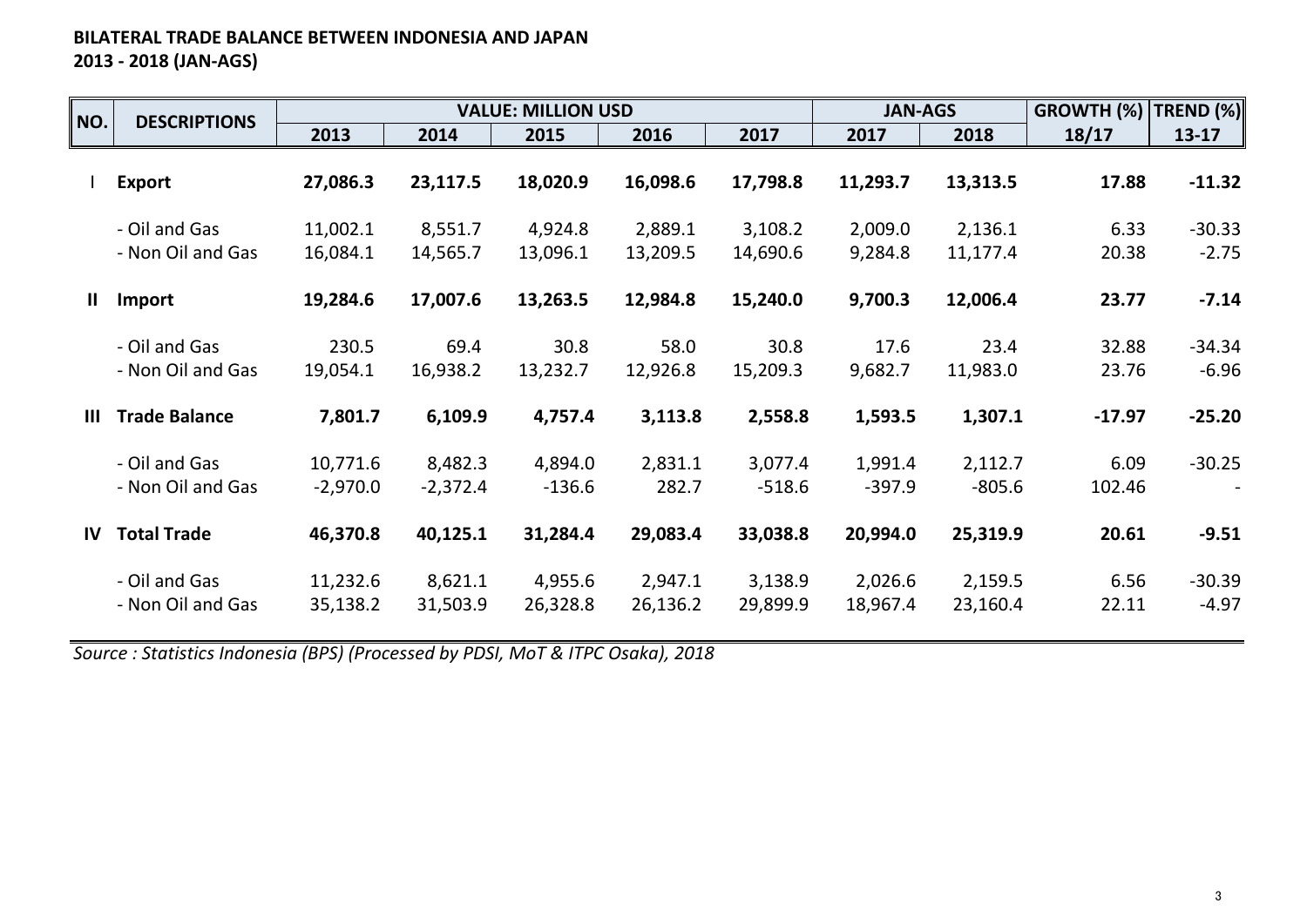**BILATERAL TRADE BALANCE BETWEEN INDONESIA AND JAPAN**
**2013 - 2018 (JAN-AGS)**

| NO. | DESCRIPTIONS | VALUE: MILLION USD | | | | | JAN-AGS | | GROWTH (%) | TREND (%) |
|---|---|---|---|---|---|---|---|---|---|---|
| | | 2013 | 2014 | 2015 | 2016 | 2017 | 2017 | 2018 | 18/17 | 13-17 |
| I | **Export** | **27,086.3** | **23,117.5** | **18,020.9** | **16,098.6** | **17,798.8** | **11,293.7** | **13,313.5** | **17.88** | **-11.32** |
| | - Oil and Gas | 11,002.1 | 8,551.7 | 4,924.8 | 2,889.1 | 3,108.2 | 2,009.0 | 2,136.1 | 6.33 | -30.33 |
| | - Non Oil and Gas | 16,084.1 | 14,565.7 | 13,096.1 | 13,209.5 | 14,690.6 | 9,284.8 | 11,177.4 | 20.38 | -2.75 |
| II | **Import** | **19,284.6** | **17,007.6** | **13,263.5** | **12,984.8** | **15,240.0** | **9,700.3** | **12,006.4** | **23.77** | **-7.14** |
| | - Oil and Gas | 230.5 | 69.4 | 30.8 | 58.0 | 30.8 | 17.6 | 23.4 | 32.88 | -34.34 |
| | - Non Oil and Gas | 19,054.1 | 16,938.2 | 13,232.7 | 12,926.8 | 15,209.3 | 9,682.7 | 11,983.0 | 23.76 | -6.96 |
| III | **Trade Balance** | **7,801.7** | **6,109.9** | **4,757.4** | **3,113.8** | **2,558.8** | **1,593.5** | **1,307.1** | **-17.97** | **-25.20** |
| | - Oil and Gas | 10,771.6 | 8,482.3 | 4,894.0 | 2,831.1 | 3,077.4 | 1,991.4 | 2,112.7 | 6.09 | -30.25 |
| | - Non Oil and Gas | -2,970.0 | -2,372.4 | -136.6 | 282.7 | -518.6 | -397.9 | -805.6 | 102.46 | - |
| IV | **Total Trade** | **46,370.8** | **40,125.1** | **31,284.4** | **29,083.4** | **33,038.8** | **20,994.0** | **25,319.9** | **20.61** | **-9.51** |
| | - Oil and Gas | 11,232.6 | 8,621.1 | 4,955.6 | 2,947.1 | 3,138.9 | 2,026.6 | 2,159.5 | 6.56 | -30.39 |
| | - Non Oil and Gas | 35,138.2 | 31,503.9 | 26,328.8 | 26,136.2 | 29,899.9 | 18,967.4 | 23,160.4 | 22.11 | -4.97 |

*Source : Statistics Indonesia (BPS) (Processed by PDSI, MoT & ITPC Osaka), 2018*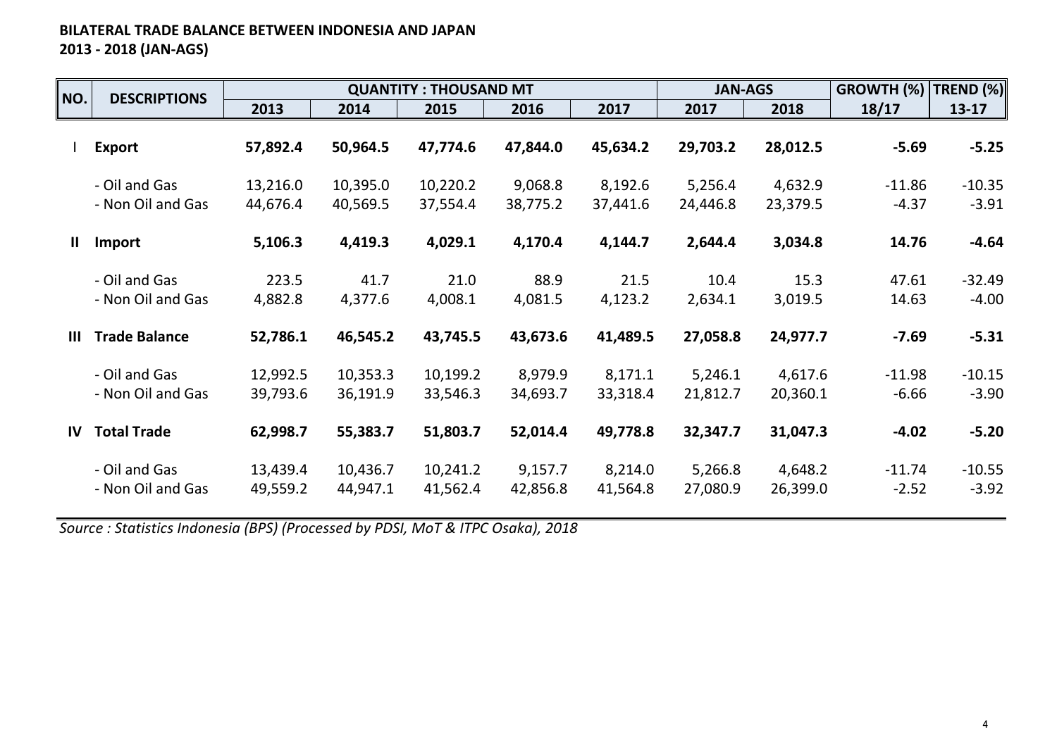**BILATERAL TRADE BALANCE BETWEEN INDONESIA AND JAPAN**
**2013 - 2018 (JAN-AGS)**

| NO. | DESCRIPTIONS | QUANTITY : THOUSAND MT | | | | | JAN-AGS | | GROWTH (%) | TREND (%) |
|---|---|---|---|---|---|---|---|---|---|---|
| | | 2013 | 2014 | 2015 | 2016 | 2017 | 2017 | 2018 | 18/17 | 13-17 |
| I | **Export** | **57,892.4** | **50,964.5** | **47,774.6** | **47,844.0** | **45,634.2** | **29,703.2** | **28,012.5** | **-5.69** | **-5.25** |
| | - Oil and Gas | 13,216.0 | 10,395.0 | 10,220.2 | 9,068.8 | 8,192.6 | 5,256.4 | 4,632.9 | -11.86 | -10.35 |
| | - Non Oil and Gas | 44,676.4 | 40,569.5 | 37,554.4 | 38,775.2 | 37,441.6 | 24,446.8 | 23,379.5 | -4.37 | -3.91 |
| II | **Import** | **5,106.3** | **4,419.3** | **4,029.1** | **4,170.4** | **4,144.7** | **2,644.4** | **3,034.8** | **14.76** | **-4.64** |
| | - Oil and Gas | 223.5 | 41.7 | 21.0 | 88.9 | 21.5 | 10.4 | 15.3 | 47.61 | -32.49 |
| | - Non Oil and Gas | 4,882.8 | 4,377.6 | 4,008.1 | 4,081.5 | 4,123.2 | 2,634.1 | 3,019.5 | 14.63 | -4.00 |
| III | **Trade Balance** | **52,786.1** | **46,545.2** | **43,745.5** | **43,673.6** | **41,489.5** | **27,058.8** | **24,977.7** | **-7.69** | **-5.31** |
| | - Oil and Gas | 12,992.5 | 10,353.3 | 10,199.2 | 8,979.9 | 8,171.1 | 5,246.1 | 4,617.6 | -11.98 | -10.15 |
| | - Non Oil and Gas | 39,793.6 | 36,191.9 | 33,546.3 | 34,693.7 | 33,318.4 | 21,812.7 | 20,360.1 | -6.66 | -3.90 |
| IV | **Total Trade** | **62,998.7** | **55,383.7** | **51,803.7** | **52,014.4** | **49,778.8** | **32,347.7** | **31,047.3** | **-4.02** | **-5.20** |
| | - Oil and Gas | 13,439.4 | 10,436.7 | 10,241.2 | 9,157.7 | 8,214.0 | 5,266.8 | 4,648.2 | -11.74 | -10.55 |
| | - Non Oil and Gas | 49,559.2 | 44,947.1 | 41,562.4 | 42,856.8 | 41,564.8 | 27,080.9 | 26,399.0 | -2.52 | -3.92 |

*Source : Statistics Indonesia (BPS) (Processed by PDSI, MoT & ITPC Osaka), 2018*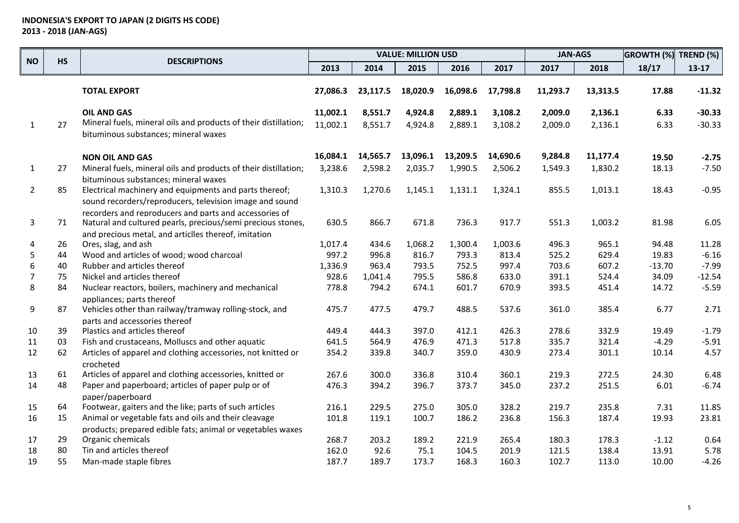**INDONESIA'S EXPORT TO JAPAN (2 DIGITS HS CODE)**
**2013 - 2018 (JAN-AGS)**

| NO | HS | DESCRIPTIONS | VALUE: MILLION USD | | | | | JAN-AGS | | GROWTH (%) | TREND (%) |
|---|---|---|---|---|---|---|---|---|---|---|---|
| | | | 2013 | 2014 | 2015 | 2016 | 2017 | 2017 | 2018 | 18/17 | 13-17 |
| | | **TOTAL EXPORT** | **27,086.3** | **23,117.5** | **18,020.9** | **16,098.6** | **17,798.8** | **11,293.7** | **13,313.5** | **17.88** | **-11.32** |
| | | **OIL AND GAS** | **11,002.1** | **8,551.7** | **4,924.8** | **2,889.1** | **3,108.2** | **2,009.0** | **2,136.1** | **6.33** | **-30.33** |
| 1 | 27 | Mineral fuels, mineral oils and products of their distillation; bituminous substances; mineral waxes | 11,002.1 | 8,551.7 | 4,924.8 | 2,889.1 | 3,108.2 | 2,009.0 | 2,136.1 | 6.33 | -30.33 |
| | | **NON OIL AND GAS** | **16,084.1** | **14,565.7** | **13,096.1** | **13,209.5** | **14,690.6** | **9,284.8** | **11,177.4** | **19.50** | **-2.75** |
| 1 | 27 | Mineral fuels, mineral oils and products of their distillation; bituminous substances; mineral waxes | 3,238.6 | 2,598.2 | 2,035.7 | 1,990.5 | 2,506.2 | 1,549.3 | 1,830.2 | 18.13 | -7.50 |
| 2 | 85 | Electrical machinery and equipments and parts thereof; sound recorders/reproducers, television image and sound recorders and reproducers and parts and accessories of | 1,310.3 | 1,270.6 | 1,145.1 | 1,131.1 | 1,324.1 | 855.5 | 1,013.1 | 18.43 | -0.95 |
| 3 | 71 | Natural and cultured pearls, precious/semi precious stones, and precious metal, and articlles thereof, imitation | 630.5 | 866.7 | 671.8 | 736.3 | 917.7 | 551.3 | 1,003.2 | 81.98 | 6.05 |
| 4 | 26 | Ores, slag, and ash | 1,017.4 | 434.6 | 1,068.2 | 1,300.4 | 1,003.6 | 496.3 | 965.1 | 94.48 | 11.28 |
| 5 | 44 | Wood and articles of wood; wood charcoal | 997.2 | 996.8 | 816.7 | 793.3 | 813.4 | 525.2 | 629.4 | 19.83 | -6.16 |
| 6 | 40 | Rubber and articles thereof | 1,336.9 | 963.4 | 793.5 | 752.5 | 997.4 | 703.6 | 607.2 | -13.70 | -7.99 |
| 7 | 75 | Nickel and articles thereof | 928.6 | 1,041.4 | 795.5 | 586.8 | 633.0 | 391.1 | 524.4 | 34.09 | -12.54 |
| 8 | 84 | Nuclear reactors, boilers, machinery and mechanical appliances; parts thereof | 778.8 | 794.2 | 674.1 | 601.7 | 670.9 | 393.5 | 451.4 | 14.72 | -5.59 |
| 9 | 87 | Vehicles other than railway/tramway rolling-stock, and parts and accessories thereof | 475.7 | 477.5 | 479.7 | 488.5 | 537.6 | 361.0 | 385.4 | 6.77 | 2.71 |
| 10 | 39 | Plastics and articles thereof | 449.4 | 444.3 | 397.0 | 412.1 | 426.3 | 278.6 | 332.9 | 19.49 | -1.79 |
| 11 | 03 | Fish and crustaceans, Molluscs and other aquatic | 641.5 | 564.9 | 476.9 | 471.3 | 517.8 | 335.7 | 321.4 | -4.29 | -5.91 |
| 12 | 62 | Articles of apparel and clothing accessories, not knitted or crocheted | 354.2 | 339.8 | 340.7 | 359.0 | 430.9 | 273.4 | 301.1 | 10.14 | 4.57 |
| 13 | 61 | Articles of apparel and clothing accessories, knitted or | 267.6 | 300.0 | 336.8 | 310.4 | 360.1 | 219.3 | 272.5 | 24.30 | 6.48 |
| 14 | 48 | Paper and paperboard; articles of paper pulp or of paper/paperboard | 476.3 | 394.2 | 396.7 | 373.7 | 345.0 | 237.2 | 251.5 | 6.01 | -6.74 |
| 15 | 64 | Footwear, gaiters and the like; parts of such articles | 216.1 | 229.5 | 275.0 | 305.0 | 328.2 | 219.7 | 235.8 | 7.31 | 11.85 |
| 16 | 15 | Animal or vegetable fats and oils and their cleavage products; prepared edible fats; animal or vegetables waxes | 101.8 | 119.1 | 100.7 | 186.2 | 236.8 | 156.3 | 187.4 | 19.93 | 23.81 |
| 17 | 29 | Organic chemicals | 268.7 | 203.2 | 189.2 | 221.9 | 265.4 | 180.3 | 178.3 | -1.12 | 0.64 |
| 18 | 80 | Tin and articles thereof | 162.0 | 92.6 | 75.1 | 104.5 | 201.9 | 121.5 | 138.4 | 13.91 | 5.78 |
| 19 | 55 | Man-made staple fibres | 187.7 | 189.7 | 173.7 | 168.3 | 160.3 | 102.7 | 113.0 | 10.00 | -4.26 |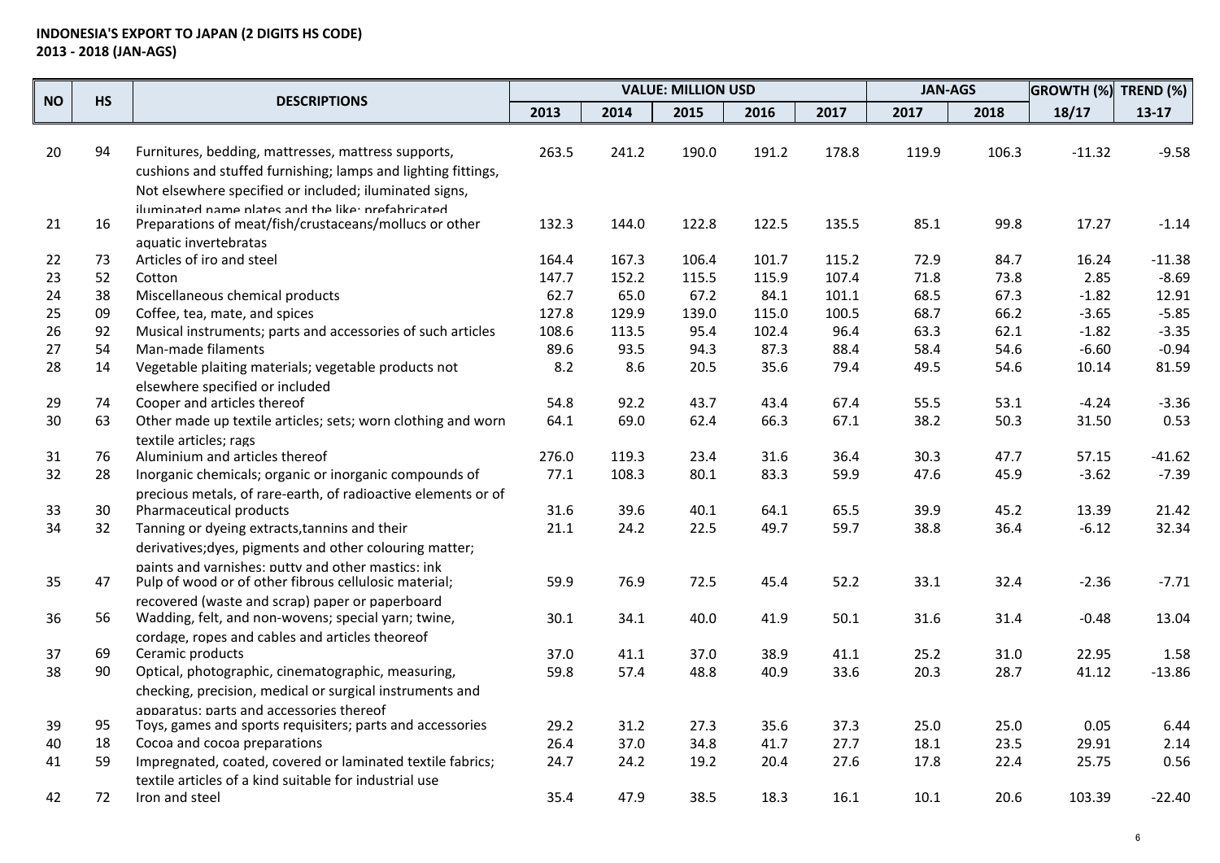**INDONESIA'S EXPORT TO JAPAN (2 DIGITS HS CODE)**
**2013 - 2018 (JAN-AGS)**

| NO | HS | DESCRIPTIONS | VALUE: MILLION USD | | | | | JAN-AGS | | GROWTH (%) | TREND (%) |
|---|---|---|---|---|---|---|---|---|---|---|---|
| | | | 2013 | 2014 | 2015 | 2016 | 2017 | 2017 | 2018 | 18/17 | 13-17 |
| 20 | 94 | Furnitures, bedding, mattresses, mattress supports, cushions and stuffed furnishing; lamps and lighting fittings, Not elsewhere specified or included; iluminated signs, iluminated name plates and the like; prefabricated | 263.5 | 241.2 | 190.0 | 191.2 | 178.8 | 119.9 | 106.3 | -11.32 | -9.58 |
| 21 | 16 | Preparations of meat/fish/crustaceans/mollucs or other aquatic invertebratas | 132.3 | 144.0 | 122.8 | 122.5 | 135.5 | 85.1 | 99.8 | 17.27 | -1.14 |
| 22 | 73 | Articles of iro and steel | 164.4 | 167.3 | 106.4 | 101.7 | 115.2 | 72.9 | 84.7 | 16.24 | -11.38 |
| 23 | 52 | Cotton | 147.7 | 152.2 | 115.5 | 115.9 | 107.4 | 71.8 | 73.8 | 2.85 | -8.69 |
| 24 | 38 | Miscellaneous chemical products | 62.7 | 65.0 | 67.2 | 84.1 | 101.1 | 68.5 | 67.3 | -1.82 | 12.91 |
| 25 | 09 | Coffee, tea, mate, and spices | 127.8 | 129.9 | 139.0 | 115.0 | 100.5 | 68.7 | 66.2 | -3.65 | -5.85 |
| 26 | 92 | Musical instruments; parts and accessories of such articles | 108.6 | 113.5 | 95.4 | 102.4 | 96.4 | 63.3 | 62.1 | -1.82 | -3.35 |
| 27 | 54 | Man-made filaments | 89.6 | 93.5 | 94.3 | 87.3 | 88.4 | 58.4 | 54.6 | -6.60 | -0.94 |
| 28 | 14 | Vegetable plaiting materials; vegetable products not elsewhere specified or included | 8.2 | 8.6 | 20.5 | 35.6 | 79.4 | 49.5 | 54.6 | 10.14 | 81.59 |
| 29 | 74 | Cooper and articles thereof | 54.8 | 92.2 | 43.7 | 43.4 | 67.4 | 55.5 | 53.1 | -4.24 | -3.36 |
| 30 | 63 | Other made up textile articles; sets; worn clothing and worn textile articles; rags | 64.1 | 69.0 | 62.4 | 66.3 | 67.1 | 38.2 | 50.3 | 31.50 | 0.53 |
| 31 | 76 | Aluminium and articles thereof | 276.0 | 119.3 | 23.4 | 31.6 | 36.4 | 30.3 | 47.7 | 57.15 | -41.62 |
| 32 | 28 | Inorganic chemicals; organic or inorganic compounds of precious metals, of rare-earth, of radioactive elements or of | 77.1 | 108.3 | 80.1 | 83.3 | 59.9 | 47.6 | 45.9 | -3.62 | -7.39 |
| 33 | 30 | Pharmaceutical products | 31.6 | 39.6 | 40.1 | 64.1 | 65.5 | 39.9 | 45.2 | 13.39 | 21.42 |
| 34 | 32 | Tanning or dyeing extracts,tannins and their derivatives;dyes, pigments and other colouring matter; paints and varnishes: putty and other mastics: ink | 21.1 | 24.2 | 22.5 | 49.7 | 59.7 | 38.8 | 36.4 | -6.12 | 32.34 |
| 35 | 47 | Pulp of wood or of other fibrous cellulosic material; recovered (waste and scrap) paper or paperboard | 59.9 | 76.9 | 72.5 | 45.4 | 52.2 | 33.1 | 32.4 | -2.36 | -7.71 |
| 36 | 56 | Wadding, felt, and non-wovens; special yarn; twine, cordage, ropes and cables and articles theoreof | 30.1 | 34.1 | 40.0 | 41.9 | 50.1 | 31.6 | 31.4 | -0.48 | 13.04 |
| 37 | 69 | Ceramic products | 37.0 | 41.1 | 37.0 | 38.9 | 41.1 | 25.2 | 31.0 | 22.95 | 1.58 |
| 38 | 90 | Optical, photographic, cinematographic, measuring, checking, precision, medical or surgical instruments and apparatus: parts and accessories thereof | 59.8 | 57.4 | 48.8 | 40.9 | 33.6 | 20.3 | 28.7 | 41.12 | -13.86 |
| 39 | 95 | Toys, games and sports requisiters; parts and accessories | 29.2 | 31.2 | 27.3 | 35.6 | 37.3 | 25.0 | 25.0 | 0.05 | 6.44 |
| 40 | 18 | Cocoa and cocoa preparations | 26.4 | 37.0 | 34.8 | 41.7 | 27.7 | 18.1 | 23.5 | 29.91 | 2.14 |
| 41 | 59 | Impregnated, coated, covered or laminated textile fabrics; textile articles of a kind suitable for industrial use | 24.7 | 24.2 | 19.2 | 20.4 | 27.6 | 17.8 | 22.4 | 25.75 | 0.56 |
| 42 | 72 | Iron and steel | 35.4 | 47.9 | 38.5 | 18.3 | 16.1 | 10.1 | 20.6 | 103.39 | -22.40 |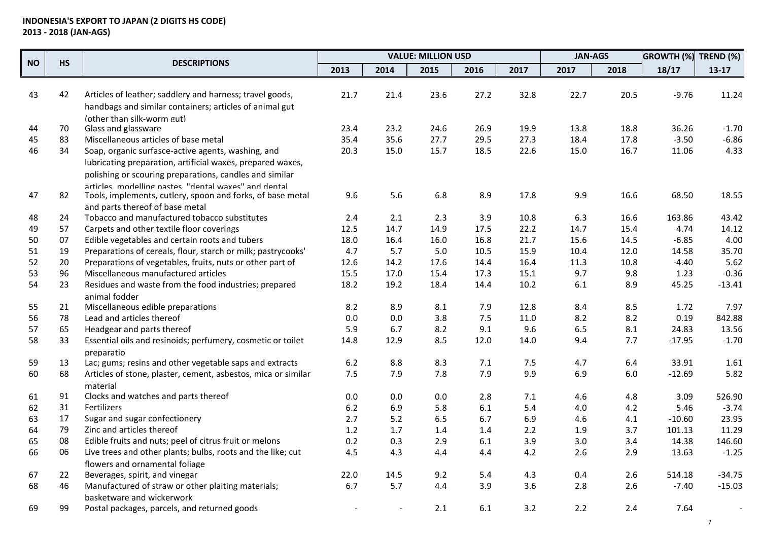**INDONESIA'S EXPORT TO JAPAN (2 DIGITS HS CODE)**
**2013 - 2018 (JAN-AGS)**

| NO | HS | DESCRIPTIONS | VALUE: MILLION USD | | | | | JAN-AGS | | GROWTH (%) | TREND (%) |
|---|---|---|---|---|---|---|---|---|---|---|---|
| | | | 2013 | 2014 | 2015 | 2016 | 2017 | 2017 | 2018 | 18/17 | 13-17 |
| 43 | 42 | Articles of leather; saddlery and harness; travel goods, handbags and similar containers; articles of animal gut (other than silk-worm gut) | 21.7 | 21.4 | 23.6 | 27.2 | 32.8 | 22.7 | 20.5 | -9.76 | 11.24 |
| 44 | 70 | Glass and glassware | 23.4 | 23.2 | 24.6 | 26.9 | 19.9 | 13.8 | 18.8 | 36.26 | -1.70 |
| 45 | 83 | Miscellaneous articles of base metal | 35.4 | 35.6 | 27.7 | 29.5 | 27.3 | 18.4 | 17.8 | -3.50 | -6.86 |
| 46 | 34 | Soap, organic surfasce-active agents, washing, and lubricating preparation, artificial waxes, prepared waxes, polishing or scouring preparations, candles and similar articles, modelling pastes, "dental waxes" and dental | 20.3 | 15.0 | 15.7 | 18.5 | 22.6 | 15.0 | 16.7 | 11.06 | 4.33 |
| 47 | 82 | Tools, implements, cutlery, spoon and forks, of base metal and parts thereof of base metal | 9.6 | 5.6 | 6.8 | 8.9 | 17.8 | 9.9 | 16.6 | 68.50 | 18.55 |
| 48 | 24 | Tobacco and manufactured tobacco substitutes | 2.4 | 2.1 | 2.3 | 3.9 | 10.8 | 6.3 | 16.6 | 163.86 | 43.42 |
| 49 | 57 | Carpets and other textile floor coverings | 12.5 | 14.7 | 14.9 | 17.5 | 22.2 | 14.7 | 15.4 | 4.74 | 14.12 |
| 50 | 07 | Edible vegetables and certain roots and tubers | 18.0 | 16.4 | 16.0 | 16.8 | 21.7 | 15.6 | 14.5 | -6.85 | 4.00 |
| 51 | 19 | Preparations of cereals, flour, starch or milk; pastrycooks' | 4.7 | 5.7 | 5.0 | 10.5 | 15.9 | 10.4 | 12.0 | 14.58 | 35.70 |
| 52 | 20 | Preparations of vegetables, fruits, nuts or other part of | 12.6 | 14.2 | 17.6 | 14.4 | 16.4 | 11.3 | 10.8 | -4.40 | 5.62 |
| 53 | 96 | Miscellaneous manufactured articles | 15.5 | 17.0 | 15.4 | 17.3 | 15.1 | 9.7 | 9.8 | 1.23 | -0.36 |
| 54 | 23 | Residues and waste from the food industries; prepared animal fodder | 18.2 | 19.2 | 18.4 | 14.4 | 10.2 | 6.1 | 8.9 | 45.25 | -13.41 |
| 55 | 21 | Miscellaneous edible preparations | 8.2 | 8.9 | 8.1 | 7.9 | 12.8 | 8.4 | 8.5 | 1.72 | 7.97 |
| 56 | 78 | Lead and articles thereof | 0.0 | 0.0 | 3.8 | 7.5 | 11.0 | 8.2 | 8.2 | 0.19 | 842.88 |
| 57 | 65 | Headgear and parts thereof | 5.9 | 6.7 | 8.2 | 9.1 | 9.6 | 6.5 | 8.1 | 24.83 | 13.56 |
| 58 | 33 | Essential oils and resinoids; perfumery, cosmetic or toilet preparatio | 14.8 | 12.9 | 8.5 | 12.0 | 14.0 | 9.4 | 7.7 | -17.95 | -1.70 |
| 59 | 13 | Lac; gums; resins and other vegetable saps and extracts | 6.2 | 8.8 | 8.3 | 7.1 | 7.5 | 4.7 | 6.4 | 33.91 | 1.61 |
| 60 | 68 | Articles of stone, plaster, cement, asbestos, mica or similar material | 7.5 | 7.9 | 7.8 | 7.9 | 9.9 | 6.9 | 6.0 | -12.69 | 5.82 |
| 61 | 91 | Clocks and watches and parts thereof | 0.0 | 0.0 | 0.0 | 2.8 | 7.1 | 4.6 | 4.8 | 3.09 | 526.90 |
| 62 | 31 | Fertilizers | 6.2 | 6.9 | 5.8 | 6.1 | 5.4 | 4.0 | 4.2 | 5.46 | -3.74 |
| 63 | 17 | Sugar and sugar confectionery | 2.7 | 5.2 | 6.5 | 6.7 | 6.9 | 4.6 | 4.1 | -10.60 | 23.95 |
| 64 | 79 | Zinc and articles thereof | 1.2 | 1.7 | 1.4 | 1.4 | 2.2 | 1.9 | 3.7 | 101.13 | 11.29 |
| 65 | 08 | Edible fruits and nuts; peel of citrus fruit or melons | 0.2 | 0.3 | 2.9 | 6.1 | 3.9 | 3.0 | 3.4 | 14.38 | 146.60 |
| 66 | 06 | Live trees and other plants; bulbs, roots and the like; cut flowers and ornamental foliage | 4.5 | 4.3 | 4.4 | 4.4 | 4.2 | 2.6 | 2.9 | 13.63 | -1.25 |
| 67 | 22 | Beverages, spirit, and vinegar | 22.0 | 14.5 | 9.2 | 5.4 | 4.3 | 0.4 | 2.6 | 514.18 | -34.75 |
| 68 | 46 | Manufactured of straw or other plaiting materials; basketware and wickerwork | 6.7 | 5.7 | 4.4 | 3.9 | 3.6 | 2.8 | 2.6 | -7.40 | -15.03 |
| 69 | 99 | Postal packages, parcels, and returned goods | - | - | 2.1 | 6.1 | 3.2 | 2.2 | 2.4 | 7.64 | - |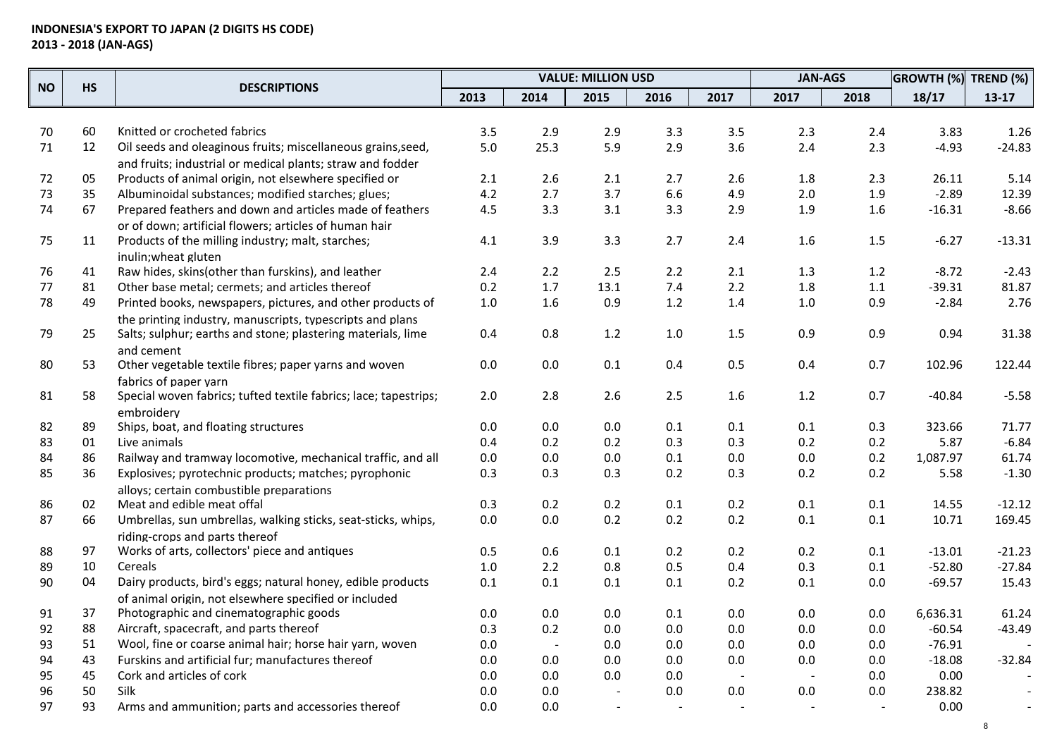**INDONESIA'S EXPORT TO JAPAN (2 DIGITS HS CODE)**
**2013 - 2018 (JAN-AGS)**

| NO | HS | DESCRIPTIONS | VALUE: MILLION USD | | | | | JAN-AGS | | GROWTH (%) | TREND (%) |
|---|---|---|---|---|---|---|---|---|---|---|---|
| | | | 2013 | 2014 | 2015 | 2016 | 2017 | 2017 | 2018 | 18/17 | 13-17 |
| 70 | 60 | Knitted or crocheted fabrics | 3.5 | 2.9 | 2.9 | 3.3 | 3.5 | 2.3 | 2.4 | 3.83 | 1.26 |
| 71 | 12 | Oil seeds and oleaginous fruits; miscellaneous grains,seed, and fruits; industrial or medical plants; straw and fodder | 5.0 | 25.3 | 5.9 | 2.9 | 3.6 | 2.4 | 2.3 | -4.93 | -24.83 |
| 72 | 05 | Products of animal origin, not elsewhere specified or | 2.1 | 2.6 | 2.1 | 2.7 | 2.6 | 1.8 | 2.3 | 26.11 | 5.14 |
| 73 | 35 | Albuminoidal substances; modified starches; glues; | 4.2 | 2.7 | 3.7 | 6.6 | 4.9 | 2.0 | 1.9 | -2.89 | 12.39 |
| 74 | 67 | Prepared feathers and down and articles made of feathers or of down; artificial flowers; articles of human hair | 4.5 | 3.3 | 3.1 | 3.3 | 2.9 | 1.9 | 1.6 | -16.31 | -8.66 |
| 75 | 11 | Products of the milling industry; malt, starches; inulin;wheat gluten | 4.1 | 3.9 | 3.3 | 2.7 | 2.4 | 1.6 | 1.5 | -6.27 | -13.31 |
| 76 | 41 | Raw hides, skins(other than furskins), and leather | 2.4 | 2.2 | 2.5 | 2.2 | 2.1 | 1.3 | 1.2 | -8.72 | -2.43 |
| 77 | 81 | Other base metal; cermets; and articles thereof | 0.2 | 1.7 | 13.1 | 7.4 | 2.2 | 1.8 | 1.1 | -39.31 | 81.87 |
| 78 | 49 | Printed books, newspapers, pictures, and other products of the printing industry, manuscripts, typescripts and plans | 1.0 | 1.6 | 0.9 | 1.2 | 1.4 | 1.0 | 0.9 | -2.84 | 2.76 |
| 79 | 25 | Salts; sulphur; earths and stone; plastering materials, lime and cement | 0.4 | 0.8 | 1.2 | 1.0 | 1.5 | 0.9 | 0.9 | 0.94 | 31.38 |
| 80 | 53 | Other vegetable textile fibres; paper yarns and woven fabrics of paper yarn | 0.0 | 0.0 | 0.1 | 0.4 | 0.5 | 0.4 | 0.7 | 102.96 | 122.44 |
| 81 | 58 | Special woven fabrics; tufted textile fabrics; lace; tapestrips; embroidery | 2.0 | 2.8 | 2.6 | 2.5 | 1.6 | 1.2 | 0.7 | -40.84 | -5.58 |
| 82 | 89 | Ships, boat, and floating structures | 0.0 | 0.0 | 0.0 | 0.1 | 0.1 | 0.1 | 0.3 | 323.66 | 71.77 |
| 83 | 01 | Live animals | 0.4 | 0.2 | 0.2 | 0.3 | 0.3 | 0.2 | 0.2 | 5.87 | -6.84 |
| 84 | 86 | Railway and tramway locomotive, mechanical traffic, and all | 0.0 | 0.0 | 0.0 | 0.1 | 0.0 | 0.0 | 0.2 | 1,087.97 | 61.74 |
| 85 | 36 | Explosives; pyrotechnic products; matches; pyrophonic alloys; certain combustible preparations | 0.3 | 0.3 | 0.3 | 0.2 | 0.3 | 0.2 | 0.2 | 5.58 | -1.30 |
| 86 | 02 | Meat and edible meat offal | 0.3 | 0.2 | 0.2 | 0.1 | 0.2 | 0.1 | 0.1 | 14.55 | -12.12 |
| 87 | 66 | Umbrellas, sun umbrellas, walking sticks, seat-sticks, whips, riding-crops and parts thereof | 0.0 | 0.0 | 0.2 | 0.2 | 0.2 | 0.1 | 0.1 | 10.71 | 169.45 |
| 88 | 97 | Works of arts, collectors' piece and antiques | 0.5 | 0.6 | 0.1 | 0.2 | 0.2 | 0.2 | 0.1 | -13.01 | -21.23 |
| 89 | 10 | Cereals | 1.0 | 2.2 | 0.8 | 0.5 | 0.4 | 0.3 | 0.1 | -52.80 | -27.84 |
| 90 | 04 | Dairy products, bird's eggs; natural honey, edible products of animal origin, not elsewhere specified or included | 0.1 | 0.1 | 0.1 | 0.1 | 0.2 | 0.1 | 0.0 | -69.57 | 15.43 |
| 91 | 37 | Photographic and cinematographic goods | 0.0 | 0.0 | 0.0 | 0.1 | 0.0 | 0.0 | 0.0 | 6,636.31 | 61.24 |
| 92 | 88 | Aircraft, spacecraft, and parts thereof | 0.3 | 0.2 | 0.0 | 0.0 | 0.0 | 0.0 | 0.0 | -60.54 | -43.49 |
| 93 | 51 | Wool, fine or coarse animal hair; horse hair yarn, woven | 0.0 | - | 0.0 | 0.0 | 0.0 | 0.0 | 0.0 | -76.91 | - |
| 94 | 43 | Furskins and artificial fur; manufactures thereof | 0.0 | 0.0 | 0.0 | 0.0 | 0.0 | 0.0 | 0.0 | -18.08 | -32.84 |
| 95 | 45 | Cork and articles of cork | 0.0 | 0.0 | 0.0 | 0.0 | - | - | 0.0 | 0.00 | - |
| 96 | 50 | Silk | 0.0 | 0.0 | - | 0.0 | 0.0 | 0.0 | 0.0 | 238.82 | - |
| 97 | 93 | Arms and ammunition; parts and accessories thereof | 0.0 | 0.0 | - | - | - | - | - | 0.00 | - |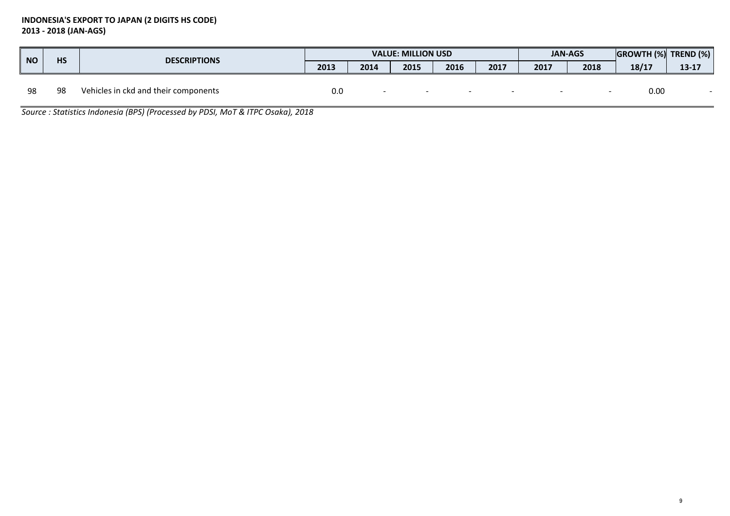**INDONESIA'S EXPORT TO JAPAN (2 DIGITS HS CODE)**
**2013 - 2018 (JAN-AGS)**

| NO | HS | DESCRIPTIONS | VALUE: MILLION USD | | | | | JAN-AGS | | GROWTH (%) | TREND (%) |
|---|---|---|---|---|---|---|---|---|---|---|---|
| | | | 2013 | 2014 | 2015 | 2016 | 2017 | 2017 | 2018 | 18/17 | 13-17 |
| 98 | 98 | Vehicles in ckd and their components | 0.0 | - | - | - | - | - | - | 0.00 | - |

*Source : Statistics Indonesia (BPS) (Processed by PDSI, MoT & ITPC Osaka), 2018*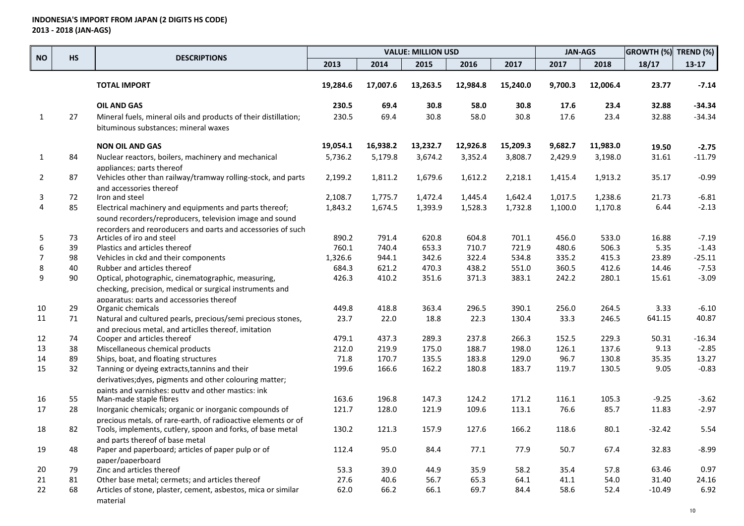**INDONESIA'S IMPORT FROM JAPAN (2 DIGITS HS CODE)**
**2013 - 2018 (JAN-AGS)**

| NO | HS | DESCRIPTIONS | VALUE: MILLION USD | | | | | JAN-AGS | | GROWTH (%) | TREND (%) |
|---|---|---|---|---|---|---|---|---|---|---|---|
| | | | 2013 | 2014 | 2015 | 2016 | 2017 | 2017 | 2018 | 18/17 | 13-17 |
| | | **TOTAL IMPORT** | **19,284.6** | **17,007.6** | **13,263.5** | **12,984.8** | **15,240.0** | **9,700.3** | **12,006.4** | **23.77** | **-7.14** |
| | | **OIL AND GAS** | **230.5** | **69.4** | **30.8** | **58.0** | **30.8** | **17.6** | **23.4** | **32.88** | **-34.34** |
| 1 | 27 | Mineral fuels, mineral oils and products of their distillation; bituminous substances; mineral waxes | 230.5 | 69.4 | 30.8 | 58.0 | 30.8 | 17.6 | 23.4 | 32.88 | -34.34 |
| | | **NON OIL AND GAS** | **19,054.1** | **16,938.2** | **13,232.7** | **12,926.8** | **15,209.3** | **9,682.7** | **11,983.0** | **19.50** | **-2.75** |
| 1 | 84 | Nuclear reactors, boilers, machinery and mechanical appliances; parts thereof | 5,736.2 | 5,179.8 | 3,674.2 | 3,352.4 | 3,808.7 | 2,429.9 | 3,198.0 | 31.61 | -11.79 |
| 2 | 87 | Vehicles other than railway/tramway rolling-stock, and parts and accessories thereof | 2,199.2 | 1,811.2 | 1,679.6 | 1,612.2 | 2,218.1 | 1,415.4 | 1,913.2 | 35.17 | -0.99 |
| 3 | 72 | Iron and steel | 2,108.7 | 1,775.7 | 1,472.4 | 1,445.4 | 1,642.4 | 1,017.5 | 1,238.6 | 21.73 | -6.81 |
| 4 | 85 | Electrical machinery and equipments and parts thereof; sound recorders/reproducers, television image and sound recorders and reproducers and parts and accessories of such | 1,843.2 | 1,674.5 | 1,393.9 | 1,528.3 | 1,732.8 | 1,100.0 | 1,170.8 | 6.44 | -2.13 |
| 5 | 73 | Articles of iro and steel | 890.2 | 791.4 | 620.8 | 604.8 | 701.1 | 456.0 | 533.0 | 16.88 | -7.19 |
| 6 | 39 | Plastics and articles thereof | 760.1 | 740.4 | 653.3 | 710.7 | 721.9 | 480.6 | 506.3 | 5.35 | -1.43 |
| 7 | 98 | Vehicles in ckd and their components | 1,326.6 | 944.1 | 342.6 | 322.4 | 534.8 | 335.2 | 415.3 | 23.89 | -25.11 |
| 8 | 40 | Rubber and articles thereof | 684.3 | 621.2 | 470.3 | 438.2 | 551.0 | 360.5 | 412.6 | 14.46 | -7.53 |
| 9 | 90 | Optical, photographic, cinematographic, measuring, checking, precision, medical or surgical instruments and apparatus; parts and accessories thereof | 426.3 | 410.2 | 351.6 | 371.3 | 383.1 | 242.2 | 280.1 | 15.61 | -3.09 |
| 10 | 29 | Organic chemicals | 449.8 | 418.8 | 363.4 | 296.5 | 390.1 | 256.0 | 264.5 | 3.33 | -6.10 |
| 11 | 71 | Natural and cultured pearls, precious/semi precious stones, and precious metal, and articlles thereof, imitation | 23.7 | 22.0 | 18.8 | 22.3 | 130.4 | 33.3 | 246.5 | 641.15 | 40.87 |
| 12 | 74 | Cooper and articles thereof | 479.1 | 437.3 | 289.3 | 237.8 | 266.3 | 152.5 | 229.3 | 50.31 | -16.34 |
| 13 | 38 | Miscellaneous chemical products | 212.0 | 219.9 | 175.0 | 188.7 | 198.0 | 126.1 | 137.6 | 9.13 | -2.85 |
| 14 | 89 | Ships, boat, and floating structures | 71.8 | 170.7 | 135.5 | 183.8 | 129.0 | 96.7 | 130.8 | 35.35 | 13.27 |
| 15 | 32 | Tanning or dyeing extracts,tannins and their derivatives;dyes, pigments and other colouring matter; paints and varnishes; putty and other mastics; ink | 199.6 | 166.6 | 162.2 | 180.8 | 183.7 | 119.7 | 130.5 | 9.05 | -0.83 |
| 16 | 55 | Man-made staple fibres | 163.6 | 196.8 | 147.3 | 124.2 | 171.2 | 116.1 | 105.3 | -9.25 | -3.62 |
| 17 | 28 | Inorganic chemicals; organic or inorganic compounds of precious metals, of rare-earth, of radioactive elements or of | 121.7 | 128.0 | 121.9 | 109.6 | 113.1 | 76.6 | 85.7 | 11.83 | -2.97 |
| 18 | 82 | Tools, implements, cutlery, spoon and forks, of base metal and parts thereof of base metal | 130.2 | 121.3 | 157.9 | 127.6 | 166.2 | 118.6 | 80.1 | -32.42 | 5.54 |
| 19 | 48 | Paper and paperboard; articles of paper pulp or of paper/paperboard | 112.4 | 95.0 | 84.4 | 77.1 | 77.9 | 50.7 | 67.4 | 32.83 | -8.99 |
| 20 | 79 | Zinc and articles thereof | 53.3 | 39.0 | 44.9 | 35.9 | 58.2 | 35.4 | 57.8 | 63.46 | 0.97 |
| 21 | 81 | Other base metal; cermets; and articles thereof | 27.6 | 40.6 | 56.7 | 65.3 | 64.1 | 41.1 | 54.0 | 31.40 | 24.16 |
| 22 | 68 | Articles of stone, plaster, cement, asbestos, mica or similar material | 62.0 | 66.2 | 66.1 | 69.7 | 84.4 | 58.6 | 52.4 | -10.49 | 6.92 |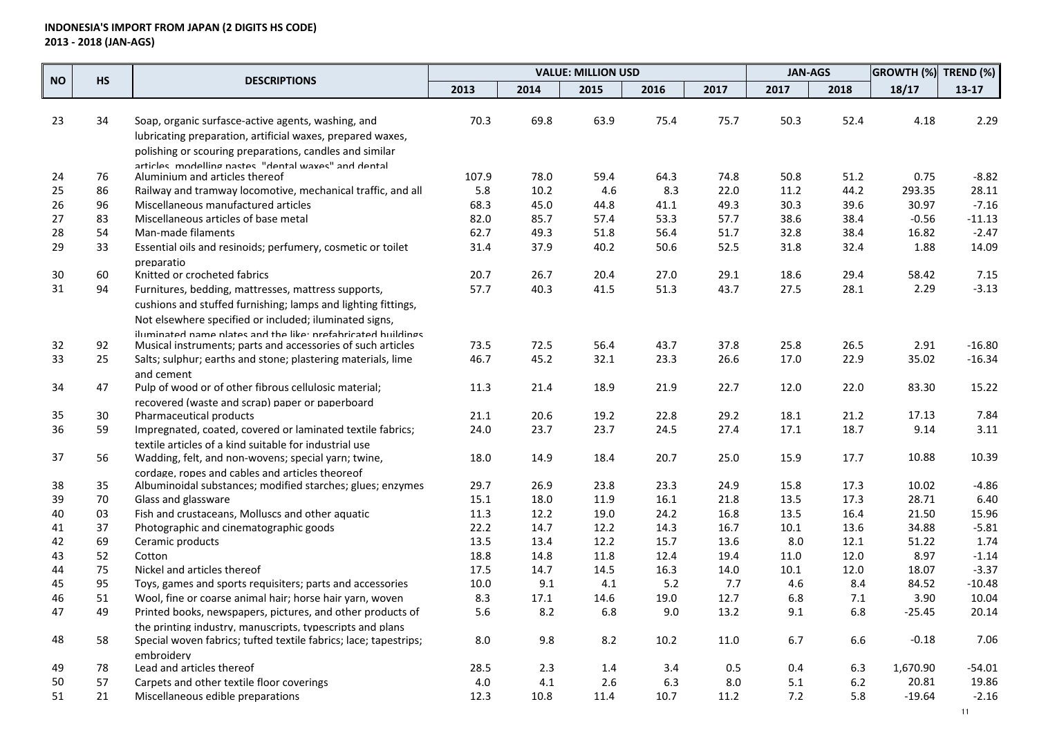**INDONESIA'S IMPORT FROM JAPAN (2 DIGITS HS CODE)**
**2013 - 2018 (JAN-AGS)**

| NO | HS | DESCRIPTIONS | VALUE: MILLION USD | | | | | JAN-AGS | | GROWTH (%) | TREND (%) |
|---|---|---|---|---|---|---|---|---|---|---|---|
| | | | 2013 | 2014 | 2015 | 2016 | 2017 | 2017 | 2018 | 18/17 | 13-17 |
| 23 | 34 | Soap, organic surfasce-active agents, washing, and lubricating preparation, artificial waxes, prepared waxes, polishing or scouring preparations, candles and similar articles, modelling pastes, "dental waxes" and dental | 70.3 | 69.8 | 63.9 | 75.4 | 75.7 | 50.3 | 52.4 | 4.18 | 2.29 |
| 24 | 76 | Aluminium and articles thereof | 107.9 | 78.0 | 59.4 | 64.3 | 74.8 | 50.8 | 51.2 | 0.75 | -8.82 |
| 25 | 86 | Railway and tramway locomotive, mechanical traffic, and all | 5.8 | 10.2 | 4.6 | 8.3 | 22.0 | 11.2 | 44.2 | 293.35 | 28.11 |
| 26 | 96 | Miscellaneous manufactured articles | 68.3 | 45.0 | 44.8 | 41.1 | 49.3 | 30.3 | 39.6 | 30.97 | -7.16 |
| 27 | 83 | Miscellaneous articles of base metal | 82.0 | 85.7 | 57.4 | 53.3 | 57.7 | 38.6 | 38.4 | -0.56 | -11.13 |
| 28 | 54 | Man-made filaments | 62.7 | 49.3 | 51.8 | 56.4 | 51.7 | 32.8 | 38.4 | 16.82 | -2.47 |
| 29 | 33 | Essential oils and resinoids; perfumery, cosmetic or toilet preparatio | 31.4 | 37.9 | 40.2 | 50.6 | 52.5 | 31.8 | 32.4 | 1.88 | 14.09 |
| 30 | 60 | Knitted or crocheted fabrics | 20.7 | 26.7 | 20.4 | 27.0 | 29.1 | 18.6 | 29.4 | 58.42 | 7.15 |
| 31 | 94 | Furnitures, bedding, mattresses, mattress supports, cushions and stuffed furnishing; lamps and lighting fittings, Not elsewhere specified or included; iluminated signs, iluminated name plates and the like; prefabricated buildings | 57.7 | 40.3 | 41.5 | 51.3 | 43.7 | 27.5 | 28.1 | 2.29 | -3.13 |
| 32 | 92 | Musical instruments; parts and accessories of such articles | 73.5 | 72.5 | 56.4 | 43.7 | 37.8 | 25.8 | 26.5 | 2.91 | -16.80 |
| 33 | 25 | Salts; sulphur; earths and stone; plastering materials, lime and cement | 46.7 | 45.2 | 32.1 | 23.3 | 26.6 | 17.0 | 22.9 | 35.02 | -16.34 |
| 34 | 47 | Pulp of wood or of other fibrous cellulosic material; recovered (waste and scrap) paper or paperboard | 11.3 | 21.4 | 18.9 | 21.9 | 22.7 | 12.0 | 22.0 | 83.30 | 15.22 |
| 35 | 30 | Pharmaceutical products | 21.1 | 20.6 | 19.2 | 22.8 | 29.2 | 18.1 | 21.2 | 17.13 | 7.84 |
| 36 | 59 | Impregnated, coated, covered or laminated textile fabrics; textile articles of a kind suitable for industrial use | 24.0 | 23.7 | 23.7 | 24.5 | 27.4 | 17.1 | 18.7 | 9.14 | 3.11 |
| 37 | 56 | Wadding, felt, and non-wovens; special yarn; twine, cordage, ropes and cables and articles theoreof | 18.0 | 14.9 | 18.4 | 20.7 | 25.0 | 15.9 | 17.7 | 10.88 | 10.39 |
| 38 | 35 | Albuminoidal substances; modified starches; glues; enzymes | 29.7 | 26.9 | 23.8 | 23.3 | 24.9 | 15.8 | 17.3 | 10.02 | -4.86 |
| 39 | 70 | Glass and glassware | 15.1 | 18.0 | 11.9 | 16.1 | 21.8 | 13.5 | 17.3 | 28.71 | 6.40 |
| 40 | 03 | Fish and crustaceans, Molluscs and other aquatic | 11.3 | 12.2 | 19.0 | 24.2 | 16.8 | 13.5 | 16.4 | 21.50 | 15.96 |
| 41 | 37 | Photographic and cinematographic goods | 22.2 | 14.7 | 12.2 | 14.3 | 16.7 | 10.1 | 13.6 | 34.88 | -5.81 |
| 42 | 69 | Ceramic products | 13.5 | 13.4 | 12.2 | 15.7 | 13.6 | 8.0 | 12.1 | 51.22 | 1.74 |
| 43 | 52 | Cotton | 18.8 | 14.8 | 11.8 | 12.4 | 19.4 | 11.0 | 12.0 | 8.97 | -1.14 |
| 44 | 75 | Nickel and articles thereof | 17.5 | 14.7 | 14.5 | 16.3 | 14.0 | 10.1 | 12.0 | 18.07 | -3.37 |
| 45 | 95 | Toys, games and sports requisiters; parts and accessories | 10.0 | 9.1 | 4.1 | 5.2 | 7.7 | 4.6 | 8.4 | 84.52 | -10.48 |
| 46 | 51 | Wool, fine or coarse animal hair; horse hair yarn, woven | 8.3 | 17.1 | 14.6 | 19.0 | 12.7 | 6.8 | 7.1 | 3.90 | 10.04 |
| 47 | 49 | Printed books, newspapers, pictures, and other products of the printing industry, manuscripts, typescripts and plans | 5.6 | 8.2 | 6.8 | 9.0 | 13.2 | 9.1 | 6.8 | -25.45 | 20.14 |
| 48 | 58 | Special woven fabrics; tufted textile fabrics; lace; tapestrips; embroidery | 8.0 | 9.8 | 8.2 | 10.2 | 11.0 | 6.7 | 6.6 | -0.18 | 7.06 |
| 49 | 78 | Lead and articles thereof | 28.5 | 2.3 | 1.4 | 3.4 | 0.5 | 0.4 | 6.3 | 1,670.90 | -54.01 |
| 50 | 57 | Carpets and other textile floor coverings | 4.0 | 4.1 | 2.6 | 6.3 | 8.0 | 5.1 | 6.2 | 20.81 | 19.86 |
| 51 | 21 | Miscellaneous edible preparations | 12.3 | 10.8 | 11.4 | 10.7 | 11.2 | 7.2 | 5.8 | -19.64 | -2.16 |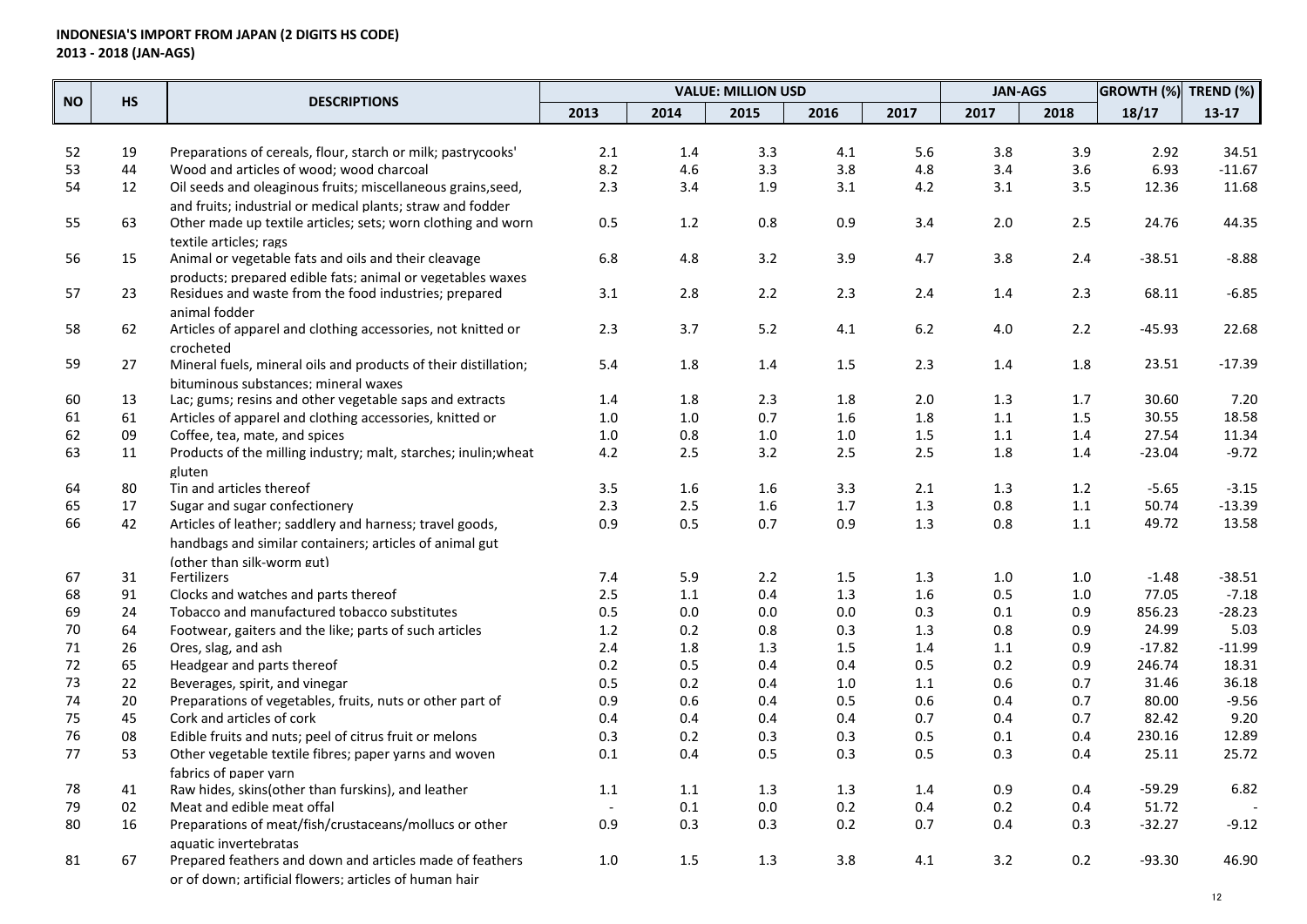**INDONESIA'S IMPORT FROM JAPAN (2 DIGITS HS CODE)**
**2013 - 2018 (JAN-AGS)**

| NO | HS | DESCRIPTIONS | VALUE: MILLION USD | | | | | JAN-AGS | | GROWTH (%) | TREND (%) |
|---|---|---|---|---|---|---|---|---|---|---|---|
| | | | 2013 | 2014 | 2015 | 2016 | 2017 | 2017 | 2018 | 18/17 | 13-17 |
| 52 | 19 | Preparations of cereals, flour, starch or milk; pastrycooks' | 2.1 | 1.4 | 3.3 | 4.1 | 5.6 | 3.8 | 3.9 | 2.92 | 34.51 |
| 53 | 44 | Wood and articles of wood; wood charcoal | 8.2 | 4.6 | 3.3 | 3.8 | 4.8 | 3.4 | 3.6 | 6.93 | -11.67 |
| 54 | 12 | Oil seeds and oleaginous fruits; miscellaneous grains,seed, and fruits; industrial or medical plants; straw and fodder | 2.3 | 3.4 | 1.9 | 3.1 | 4.2 | 3.1 | 3.5 | 12.36 | 11.68 |
| 55 | 63 | Other made up textile articles; sets; worn clothing and worn textile articles; rags | 0.5 | 1.2 | 0.8 | 0.9 | 3.4 | 2.0 | 2.5 | 24.76 | 44.35 |
| 56 | 15 | Animal or vegetable fats and oils and their cleavage products; prepared edible fats; animal or vegetables waxes | 6.8 | 4.8 | 3.2 | 3.9 | 4.7 | 3.8 | 2.4 | -38.51 | -8.88 |
| 57 | 23 | Residues and waste from the food industries; prepared animal fodder | 3.1 | 2.8 | 2.2 | 2.3 | 2.4 | 1.4 | 2.3 | 68.11 | -6.85 |
| 58 | 62 | Articles of apparel and clothing accessories, not knitted or crocheted | 2.3 | 3.7 | 5.2 | 4.1 | 6.2 | 4.0 | 2.2 | -45.93 | 22.68 |
| 59 | 27 | Mineral fuels, mineral oils and products of their distillation; bituminous substances; mineral waxes | 5.4 | 1.8 | 1.4 | 1.5 | 2.3 | 1.4 | 1.8 | 23.51 | -17.39 |
| 60 | 13 | Lac; gums; resins and other vegetable saps and extracts | 1.4 | 1.8 | 2.3 | 1.8 | 2.0 | 1.3 | 1.7 | 30.60 | 7.20 |
| 61 | 61 | Articles of apparel and clothing accessories, knitted or | 1.0 | 1.0 | 0.7 | 1.6 | 1.8 | 1.1 | 1.5 | 30.55 | 18.58 |
| 62 | 09 | Coffee, tea, mate, and spices | 1.0 | 0.8 | 1.0 | 1.0 | 1.5 | 1.1 | 1.4 | 27.54 | 11.34 |
| 63 | 11 | Products of the milling industry; malt, starches; inulin;wheat gluten | 4.2 | 2.5 | 3.2 | 2.5 | 2.5 | 1.8 | 1.4 | -23.04 | -9.72 |
| 64 | 80 | Tin and articles thereof | 3.5 | 1.6 | 1.6 | 3.3 | 2.1 | 1.3 | 1.2 | -5.65 | -3.15 |
| 65 | 17 | Sugar and sugar confectionery | 2.3 | 2.5 | 1.6 | 1.7 | 1.3 | 0.8 | 1.1 | 50.74 | -13.39 |
| 66 | 42 | Articles of leather; saddlery and harness; travel goods, handbags and similar containers; articles of animal gut (other than silk-worm gut) | 0.9 | 0.5 | 0.7 | 0.9 | 1.3 | 0.8 | 1.1 | 49.72 | 13.58 |
| 67 | 31 | Fertilizers | 7.4 | 5.9 | 2.2 | 1.5 | 1.3 | 1.0 | 1.0 | -1.48 | -38.51 |
| 68 | 91 | Clocks and watches and parts thereof | 2.5 | 1.1 | 0.4 | 1.3 | 1.6 | 0.5 | 1.0 | 77.05 | -7.18 |
| 69 | 24 | Tobacco and manufactured tobacco substitutes | 0.5 | 0.0 | 0.0 | 0.0 | 0.3 | 0.1 | 0.9 | 856.23 | -28.23 |
| 70 | 64 | Footwear, gaiters and the like; parts of such articles | 1.2 | 0.2 | 0.8 | 0.3 | 1.3 | 0.8 | 0.9 | 24.99 | 5.03 |
| 71 | 26 | Ores, slag, and ash | 2.4 | 1.8 | 1.3 | 1.5 | 1.4 | 1.1 | 0.9 | -17.82 | -11.99 |
| 72 | 65 | Headgear and parts thereof | 0.2 | 0.5 | 0.4 | 0.4 | 0.5 | 0.2 | 0.9 | 246.74 | 18.31 |
| 73 | 22 | Beverages, spirit, and vinegar | 0.5 | 0.2 | 0.4 | 1.0 | 1.1 | 0.6 | 0.7 | 31.46 | 36.18 |
| 74 | 20 | Preparations of vegetables, fruits, nuts or other part of | 0.9 | 0.6 | 0.4 | 0.5 | 0.6 | 0.4 | 0.7 | 80.00 | -9.56 |
| 75 | 45 | Cork and articles of cork | 0.4 | 0.4 | 0.4 | 0.4 | 0.7 | 0.4 | 0.7 | 82.42 | 9.20 |
| 76 | 08 | Edible fruits and nuts; peel of citrus fruit or melons | 0.3 | 0.2 | 0.3 | 0.3 | 0.5 | 0.1 | 0.4 | 230.16 | 12.89 |
| 77 | 53 | Other vegetable textile fibres; paper yarns and woven fabrics of paper yarn | 0.1 | 0.4 | 0.5 | 0.3 | 0.5 | 0.3 | 0.4 | 25.11 | 25.72 |
| 78 | 41 | Raw hides, skins(other than furskins), and leather | 1.1 | 1.1 | 1.3 | 1.3 | 1.4 | 0.9 | 0.4 | -59.29 | 6.82 |
| 79 | 02 | Meat and edible meat offal | - | 0.1 | 0.0 | 0.2 | 0.4 | 0.2 | 0.4 | 51.72 | - |
| 80 | 16 | Preparations of meat/fish/crustaceans/mollucs or other aquatic invertebratas | 0.9 | 0.3 | 0.3 | 0.2 | 0.7 | 0.4 | 0.3 | -32.27 | -9.12 |
| 81 | 67 | Prepared feathers and down and articles made of feathers or of down; artificial flowers; articles of human hair | 1.0 | 1.5 | 1.3 | 3.8 | 4.1 | 3.2 | 0.2 | -93.30 | 46.90 |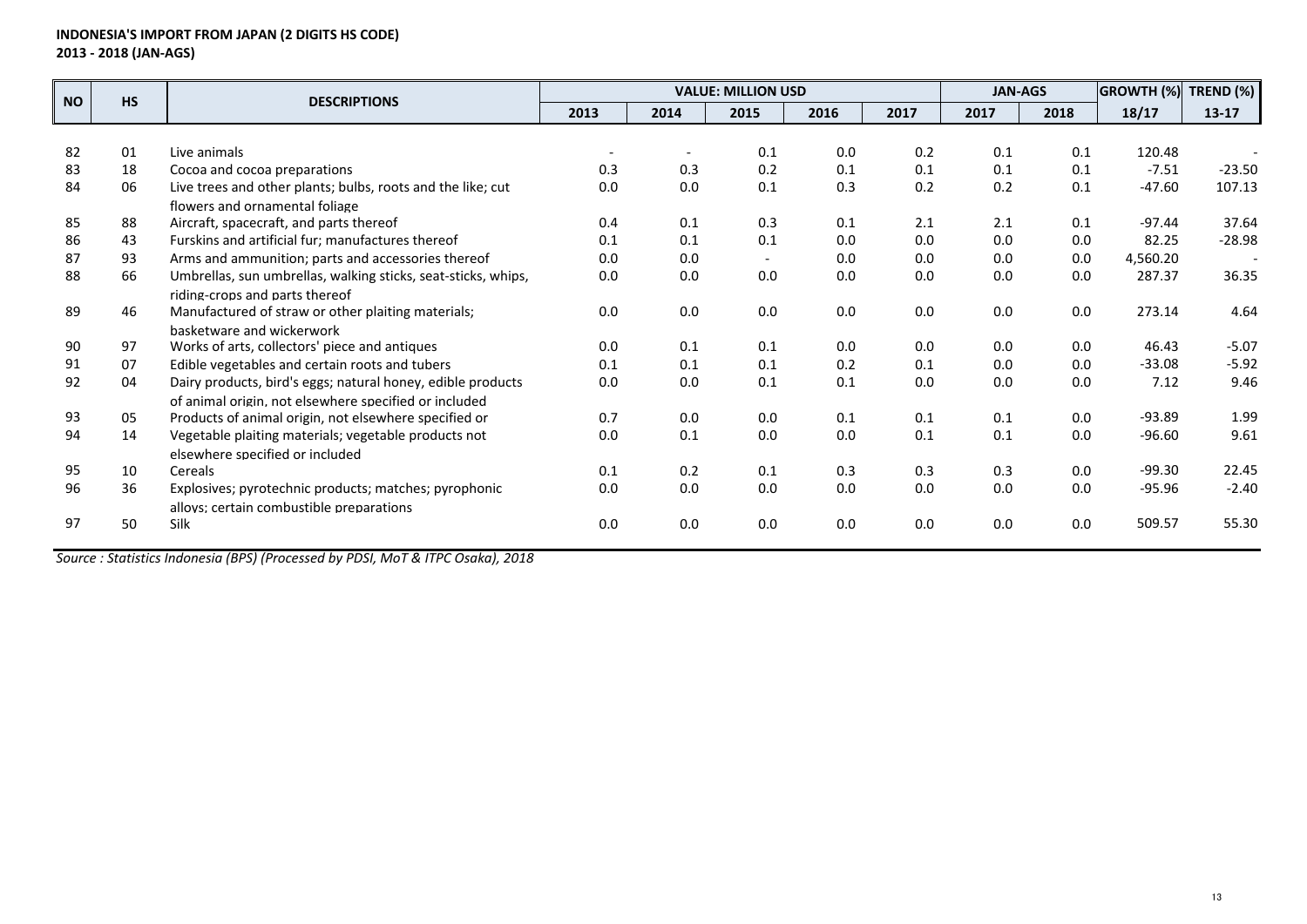**INDONESIA'S IMPORT FROM JAPAN (2 DIGITS HS CODE)**
**2013 - 2018 (JAN-AGS)**

| NO | HS | DESCRIPTIONS | VALUE: MILLION USD | | | | | JAN-AGS | | GROWTH (%) | TREND (%) |
|---|---|---|---|---|---|---|---|---|---|---|---|
| | | | 2013 | 2014 | 2015 | 2016 | 2017 | 2017 | 2018 | 18/17 | 13-17 |
| 82 | 01 | Live animals | - | - | 0.1 | 0.0 | 0.2 | 0.1 | 0.1 | 120.48 | - |
| 83 | 18 | Cocoa and cocoa preparations | 0.3 | 0.3 | 0.2 | 0.1 | 0.1 | 0.1 | 0.1 | -7.51 | -23.50 |
| 84 | 06 | Live trees and other plants; bulbs, roots and the like; cut flowers and ornamental foliage | 0.0 | 0.0 | 0.1 | 0.3 | 0.2 | 0.2 | 0.1 | -47.60 | 107.13 |
| 85 | 88 | Aircraft, spacecraft, and parts thereof | 0.4 | 0.1 | 0.3 | 0.1 | 2.1 | 2.1 | 0.1 | -97.44 | 37.64 |
| 86 | 43 | Furskins and artificial fur; manufactures thereof | 0.1 | 0.1 | 0.1 | 0.0 | 0.0 | 0.0 | 0.0 | 82.25 | -28.98 |
| 87 | 93 | Arms and ammunition; parts and accessories thereof | 0.0 | 0.0 | - | 0.0 | 0.0 | 0.0 | 0.0 | 4,560.20 | - |
| 88 | 66 | Umbrellas, sun umbrellas, walking sticks, seat-sticks, whips, riding-crops and parts thereof | 0.0 | 0.0 | 0.0 | 0.0 | 0.0 | 0.0 | 0.0 | 287.37 | 36.35 |
| 89 | 46 | Manufactured of straw or other plaiting materials; basketware and wickerwork | 0.0 | 0.0 | 0.0 | 0.0 | 0.0 | 0.0 | 0.0 | 273.14 | 4.64 |
| 90 | 97 | Works of arts, collectors' piece and antiques | 0.0 | 0.1 | 0.1 | 0.0 | 0.0 | 0.0 | 0.0 | 46.43 | -5.07 |
| 91 | 07 | Edible vegetables and certain roots and tubers | 0.1 | 0.1 | 0.1 | 0.2 | 0.1 | 0.0 | 0.0 | -33.08 | -5.92 |
| 92 | 04 | Dairy products, bird's eggs; natural honey, edible products of animal origin, not elsewhere specified or included | 0.0 | 0.0 | 0.1 | 0.1 | 0.0 | 0.0 | 0.0 | 7.12 | 9.46 |
| 93 | 05 | Products of animal origin, not elsewhere specified or | 0.7 | 0.0 | 0.0 | 0.1 | 0.1 | 0.1 | 0.0 | -93.89 | 1.99 |
| 94 | 14 | Vegetable plaiting materials; vegetable products not elsewhere specified or included | 0.0 | 0.1 | 0.0 | 0.0 | 0.1 | 0.1 | 0.0 | -96.60 | 9.61 |
| 95 | 10 | Cereals | 0.1 | 0.2 | 0.1 | 0.3 | 0.3 | 0.3 | 0.0 | -99.30 | 22.45 |
| 96 | 36 | Explosives; pyrotechnic products; matches; pyrophonic alloys; certain combustible preparations | 0.0 | 0.0 | 0.0 | 0.0 | 0.0 | 0.0 | 0.0 | -95.96 | -2.40 |
| 97 | 50 | Silk | 0.0 | 0.0 | 0.0 | 0.0 | 0.0 | 0.0 | 0.0 | 509.57 | 55.30 |

*Source : Statistics Indonesia (BPS) (Processed by PDSI, MoT & ITPC Osaka), 2018*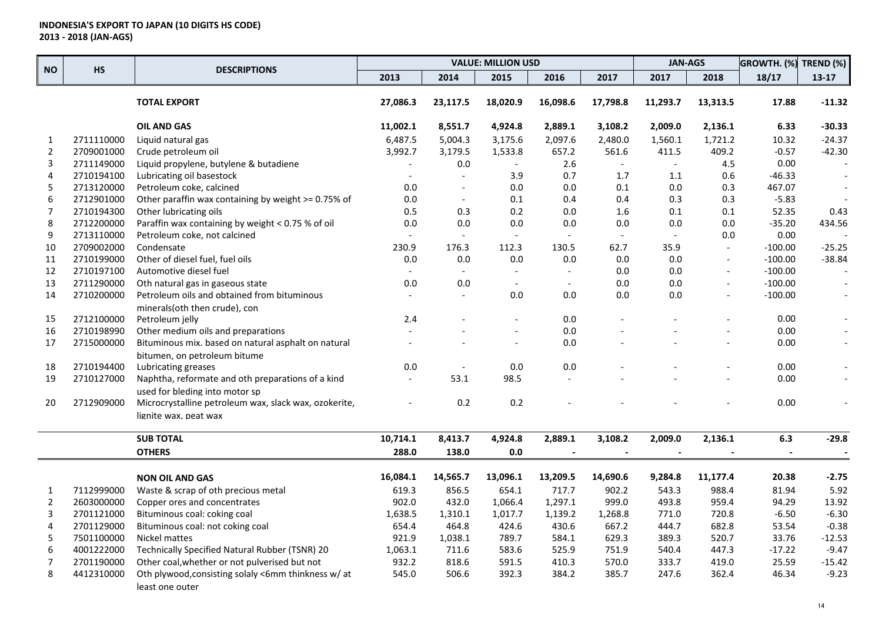**INDONESIA'S EXPORT TO JAPAN (10 DIGITS HS CODE)**
**2013 - 2018 (JAN-AGS)**

| NO | HS | DESCRIPTIONS | VALUE: MILLION USD | | | | | JAN-AGS | | GROWTH. (%) | TREND (%) |
|---|---|---|---|---|---|---|---|---|---|---|---|
| | | | 2013 | 2014 | 2015 | 2016 | 2017 | 2017 | 2018 | 18/17 | 13-17 |
| | | **TOTAL EXPORT** | **27,086.3** | **23,117.5** | **18,020.9** | **16,098.6** | **17,798.8** | **11,293.7** | **13,313.5** | **17.88** | **-11.32** |
| | | **OIL AND GAS** | **11,002.1** | **8,551.7** | **4,924.8** | **2,889.1** | **3,108.2** | **2,009.0** | **2,136.1** | **6.33** | **-30.33** |
| 1 | 2711110000 | Liquid natural gas | 6,487.5 | 5,004.3 | 3,175.6 | 2,097.6 | 2,480.0 | 1,560.1 | 1,721.2 | 10.32 | -24.37 |
| 2 | 2709001000 | Crude petroleum oil | 3,992.7 | 3,179.5 | 1,533.8 | 657.2 | 561.6 | 411.5 | 409.2 | -0.57 | -42.30 |
| 3 | 2711149000 | Liquid propylene, butylene & butadiene | - | 0.0 | - | 2.6 | - | - | 4.5 | 0.00 | - |
| 4 | 2710194100 | Lubricating oil basestock | - | - | 3.9 | 0.7 | 1.7 | 1.1 | 0.6 | -46.33 | - |
| 5 | 2713120000 | Petroleum coke, calcined | 0.0 | - | 0.0 | 0.0 | 0.1 | 0.0 | 0.3 | 467.07 | - |
| 6 | 2712901000 | Other paraffin wax containing by weight >= 0.75% of | 0.0 | - | 0.1 | 0.4 | 0.4 | 0.3 | 0.3 | -5.83 | - |
| 7 | 2710194300 | Other lubricating oils | 0.5 | 0.3 | 0.2 | 0.0 | 1.6 | 0.1 | 0.1 | 52.35 | 0.43 |
| 8 | 2712200000 | Paraffin wax containing by weight < 0.75 % of oil | 0.0 | 0.0 | 0.0 | 0.0 | 0.0 | 0.0 | 0.0 | -35.20 | 434.56 |
| 9 | 2713110000 | Petroleum coke, not calcined | - | - | - | - | - | - | 0.0 | 0.00 | - |
| 10 | 2709002000 | Condensate | 230.9 | 176.3 | 112.3 | 130.5 | 62.7 | 35.9 | - | -100.00 | -25.25 |
| 11 | 2710199000 | Other of diesel fuel, fuel oils | 0.0 | 0.0 | 0.0 | 0.0 | 0.0 | 0.0 | - | -100.00 | -38.84 |
| 12 | 2710197100 | Automotive diesel fuel | - | - | - | - | 0.0 | 0.0 | - | -100.00 | - |
| 13 | 2711290000 | Oth natural gas in gaseous state | 0.0 | 0.0 | - | - | 0.0 | 0.0 | - | -100.00 | - |
| 14 | 2710200000 | Petroleum oils and obtained from bituminous minerals(oth then crude), con | - | - | 0.0 | 0.0 | 0.0 | 0.0 | - | -100.00 | - |
| 15 | 2712100000 | Petroleum jelly | 2.4 | - | - | 0.0 | - | - | - | 0.00 | - |
| 16 | 2710198990 | Other medium oils and preparations | - | - | - | 0.0 | - | - | - | 0.00 | - |
| 17 | 2715000000 | Bituminous mix. based on natural asphalt on natural bitumen, on petroleum bitume | - | - | - | 0.0 | - | - | - | 0.00 | - |
| 18 | 2710194400 | Lubricating greases | 0.0 | - | 0.0 | 0.0 | - | - | - | 0.00 | - |
| 19 | 2710127000 | Naphtha, reformate and oth preparations of a kind used for bleding into motor sp | - | 53.1 | 98.5 | - | - | - | - | 0.00 | - |
| 20 | 2712909000 | Microcrystalline petroleum wax, slack wax, ozokerite, lignite wax, peat wax | - | 0.2 | 0.2 | - | - | - | - | 0.00 | - |
| | | **SUB TOTAL** | **10,714.1** | **8,413.7** | **4,924.8** | **2,889.1** | **3,108.2** | **2,009.0** | **2,136.1** | **6.3** | **-29.8** |
| | | **OTHERS** | **288.0** | **138.0** | **0.0** | **-** | **-** | **-** | **-** | **-** | **-** |
| | | **NON OIL AND GAS** | **16,084.1** | **14,565.7** | **13,096.1** | **13,209.5** | **14,690.6** | **9,284.8** | **11,177.4** | **20.38** | **-2.75** |
| 1 | 7112999000 | Waste & scrap of oth precious metal | 619.3 | 856.5 | 654.1 | 717.7 | 902.2 | 543.3 | 988.4 | 81.94 | 5.92 |
| 2 | 2603000000 | Copper ores and concentrates | 902.0 | 432.0 | 1,066.4 | 1,297.1 | 999.0 | 493.8 | 959.4 | 94.29 | 13.92 |
| 3 | 2701121000 | Bituminous coal: coking coal | 1,638.5 | 1,310.1 | 1,017.7 | 1,139.2 | 1,268.8 | 771.0 | 720.8 | -6.50 | -6.30 |
| 4 | 2701129000 | Bituminous coal: not coking coal | 654.4 | 464.8 | 424.6 | 430.6 | 667.2 | 444.7 | 682.8 | 53.54 | -0.38 |
| 5 | 7501100000 | Nickel mattes | 921.9 | 1,038.1 | 789.7 | 584.1 | 629.3 | 389.3 | 520.7 | 33.76 | -12.53 |
| 6 | 4001222000 | Technically Specified Natural Rubber (TSNR) 20 | 1,063.1 | 711.6 | 583.6 | 525.9 | 751.9 | 540.4 | 447.3 | -17.22 | -9.47 |
| 7 | 2701190000 | Other coal,whether or not pulverised but not | 932.2 | 818.6 | 591.5 | 410.3 | 570.0 | 333.7 | 419.0 | 25.59 | -15.42 |
| 8 | 4412310000 | Oth plywood,consisting solaly <6mm thinkness w/ at least one outer | 545.0 | 506.6 | 392.3 | 384.2 | 385.7 | 247.6 | 362.4 | 46.34 | -9.23 |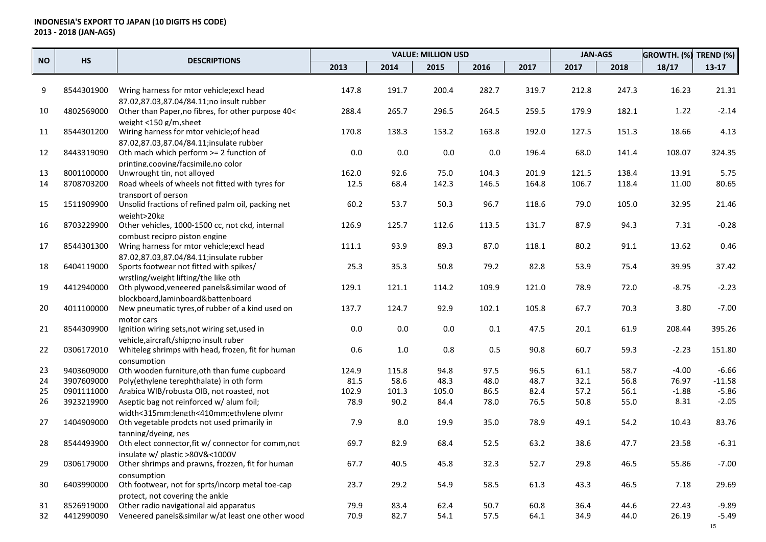**INDONESIA'S EXPORT TO JAPAN (10 DIGITS HS CODE)**
**2013 - 2018 (JAN-AGS)**

| NO | HS | DESCRIPTIONS | VALUE: MILLION USD | | | | | JAN-AGS | | GROWTH. (%) | TREND (%) |
|---|---|---|---|---|---|---|---|---|---|---|---|
| | | | 2013 | 2014 | 2015 | 2016 | 2017 | 2017 | 2018 | 18/17 | 13-17 |
| 9 | 8544301900 | Wring harness for mtor vehicle;excl head 87.02,87.03,87.04/84.11;no insult rubber | 147.8 | 191.7 | 200.4 | 282.7 | 319.7 | 212.8 | 247.3 | 16.23 | 21.31 |
| 10 | 4802569000 | Other than Paper,no fibres, for other purpose 40< weight <150 g/m,sheet | 288.4 | 265.7 | 296.5 | 264.5 | 259.5 | 179.9 | 182.1 | 1.22 | -2.14 |
| 11 | 8544301200 | Wiring harness for mtor vehicle;of head 87.02,87.03,87.04/84.11;insulate rubber | 170.8 | 138.3 | 153.2 | 163.8 | 192.0 | 127.5 | 151.3 | 18.66 | 4.13 |
| 12 | 8443319090 | Oth mach which perform >= 2 function of printing,copying/facsimile,no color | 0.0 | 0.0 | 0.0 | 0.0 | 196.4 | 68.0 | 141.4 | 108.07 | 324.35 |
| 13 | 8001100000 | Unwrought tin, not alloyed | 162.0 | 92.6 | 75.0 | 104.3 | 201.9 | 121.5 | 138.4 | 13.91 | 5.75 |
| 14 | 8708703200 | Road wheels of wheels not fitted with tyres for transport of person | 12.5 | 68.4 | 142.3 | 146.5 | 164.8 | 106.7 | 118.4 | 11.00 | 80.65 |
| 15 | 1511909900 | Unsolid fractions of refined palm oil, packing net weight>20kg | 60.2 | 53.7 | 50.3 | 96.7 | 118.6 | 79.0 | 105.0 | 32.95 | 21.46 |
| 16 | 8703229900 | Other vehicles, 1000-1500 cc, not ckd, internal combust recipro piston engine | 126.9 | 125.7 | 112.6 | 113.5 | 131.7 | 87.9 | 94.3 | 7.31 | -0.28 |
| 17 | 8544301300 | Wring harness for mtor vehicle;excl head 87.02,87.03,87.04/84.11;insulate rubber | 111.1 | 93.9 | 89.3 | 87.0 | 118.1 | 80.2 | 91.1 | 13.62 | 0.46 |
| 18 | 6404119000 | Sports footwear not fitted with spikes/ wrstling/weight lifting/the like oth | 25.3 | 35.3 | 50.8 | 79.2 | 82.8 | 53.9 | 75.4 | 39.95 | 37.42 |
| 19 | 4412940000 | Oth plywood,veneered panels&similar wood of blockboard,laminboard&battenboard | 129.1 | 121.1 | 114.2 | 109.9 | 121.0 | 78.9 | 72.0 | -8.75 | -2.23 |
| 20 | 4011100000 | New pneumatic tyres,of rubber of a kind used on motor cars | 137.7 | 124.7 | 92.9 | 102.1 | 105.8 | 67.7 | 70.3 | 3.80 | -7.00 |
| 21 | 8544309900 | Ignition wiring sets,not wiring set,used in vehicle,aircraft/ship;no insult ruber | 0.0 | 0.0 | 0.0 | 0.1 | 47.5 | 20.1 | 61.9 | 208.44 | 395.26 |
| 22 | 0306172010 | Whiteleg shrimps with head, frozen, fit for human consumption | 0.6 | 1.0 | 0.8 | 0.5 | 90.8 | 60.7 | 59.3 | -2.23 | 151.80 |
| 23 | 9403609000 | Oth wooden furniture,oth than fume cupboard | 124.9 | 115.8 | 94.8 | 97.5 | 96.5 | 61.1 | 58.7 | -4.00 | -6.66 |
| 24 | 3907609000 | Poly(ethylene terephthalate) in oth form | 81.5 | 58.6 | 48.3 | 48.0 | 48.7 | 32.1 | 56.8 | 76.97 | -11.58 |
| 25 | 0901111000 | Arabica WIB/robusta OIB, not roasted, not | 102.9 | 101.3 | 105.0 | 86.5 | 82.4 | 57.2 | 56.1 | -1.88 | -5.86 |
| 26 | 3923219900 | Aseptic bag not reinforced w/ alum foil; width<315mm;length<410mm;ethylene plymr | 78.9 | 90.2 | 84.4 | 78.0 | 76.5 | 50.8 | 55.0 | 8.31 | -2.05 |
| 27 | 1404909000 | Oth vegetable prodcts not used primarily in tanning/dyeing, nes | 7.9 | 8.0 | 19.9 | 35.0 | 78.9 | 49.1 | 54.2 | 10.43 | 83.76 |
| 28 | 8544493900 | Oth elect connector,fit w/ connector for comm,not insulate w/ plastic >80V&<1000V | 69.7 | 82.9 | 68.4 | 52.5 | 63.2 | 38.6 | 47.7 | 23.58 | -6.31 |
| 29 | 0306179000 | Other shrimps and prawns, frozzen, fit for human consumption | 67.7 | 40.5 | 45.8 | 32.3 | 52.7 | 29.8 | 46.5 | 55.86 | -7.00 |
| 30 | 6403990000 | Oth footwear, not for sprts/incorp metal toe-cap protect, not covering the ankle | 23.7 | 29.2 | 54.9 | 58.5 | 61.3 | 43.3 | 46.5 | 7.18 | 29.69 |
| 31 | 8526919000 | Other radio navigational aid apparatus | 79.9 | 83.4 | 62.4 | 50.7 | 60.8 | 36.4 | 44.6 | 22.43 | -9.89 |
| 32 | 4412990090 | Veneered panels&similar w/at least one other wood | 70.9 | 82.7 | 54.1 | 57.5 | 64.1 | 34.9 | 44.0 | 26.19 | -5.49 |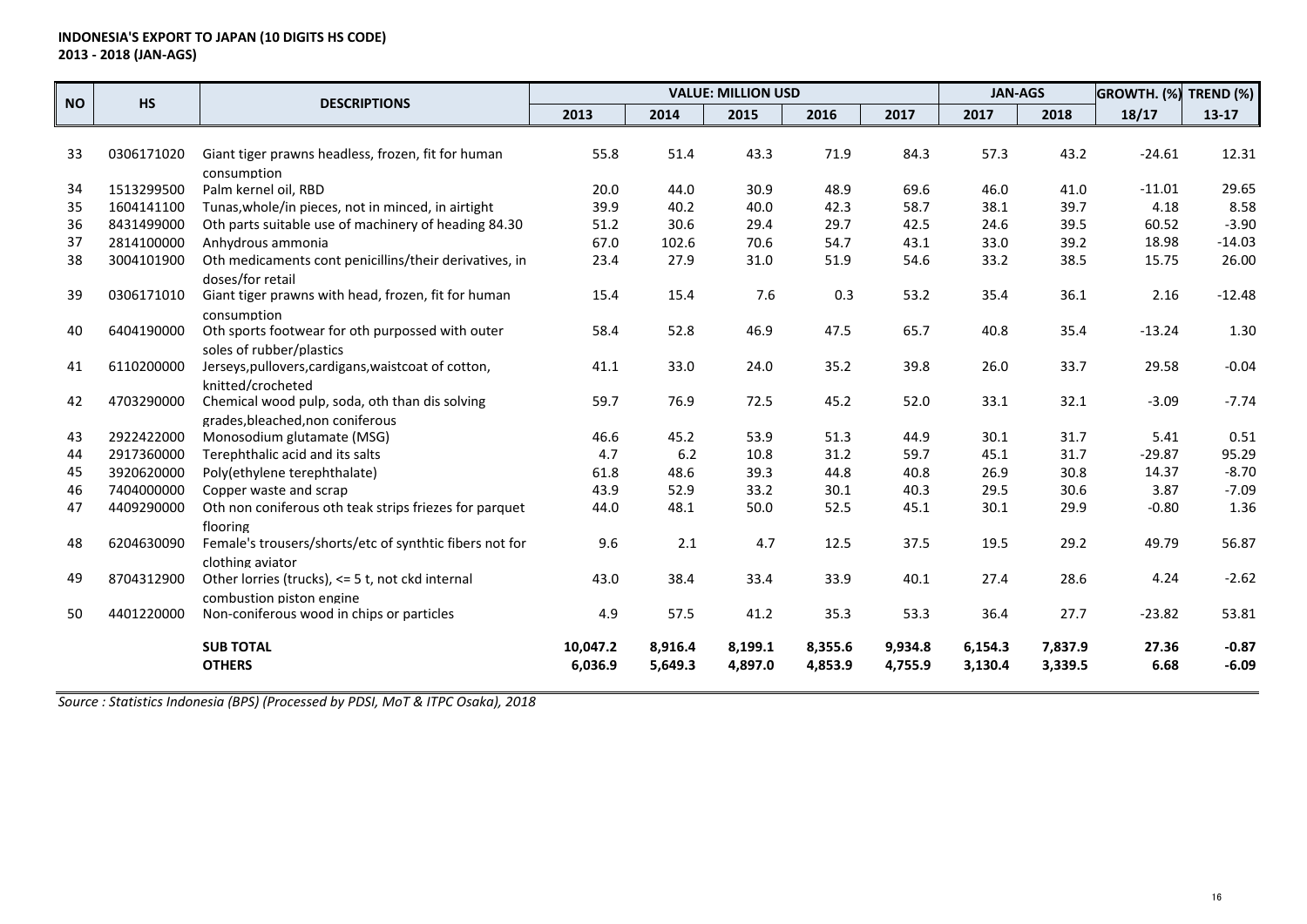**INDONESIA'S EXPORT TO JAPAN (10 DIGITS HS CODE)**
**2013 - 2018 (JAN-AGS)**

| NO | HS | DESCRIPTIONS | VALUE: MILLION USD | | | | | JAN-AGS | | GROWTH. (%) | TREND (%) |
|---|---|---|---|---|---|---|---|---|---|---|---|
| | | | 2013 | 2014 | 2015 | 2016 | 2017 | 2017 | 2018 | 18/17 | 13-17 |
| 33 | 0306171020 | Giant tiger prawns headless, frozen, fit for human consumption | 55.8 | 51.4 | 43.3 | 71.9 | 84.3 | 57.3 | 43.2 | -24.61 | 12.31 |
| 34 | 1513299500 | Palm kernel oil, RBD | 20.0 | 44.0 | 30.9 | 48.9 | 69.6 | 46.0 | 41.0 | -11.01 | 29.65 |
| 35 | 1604141100 | Tunas,whole/in pieces, not in minced, in airtight | 39.9 | 40.2 | 40.0 | 42.3 | 58.7 | 38.1 | 39.7 | 4.18 | 8.58 |
| 36 | 8431499000 | Oth parts suitable use of machinery of heading 84.30 | 51.2 | 30.6 | 29.4 | 29.7 | 42.5 | 24.6 | 39.5 | 60.52 | -3.90 |
| 37 | 2814100000 | Anhydrous ammonia | 67.0 | 102.6 | 70.6 | 54.7 | 43.1 | 33.0 | 39.2 | 18.98 | -14.03 |
| 38 | 3004101900 | Oth medicaments cont penicillins/their derivatives, in doses/for retail | 23.4 | 27.9 | 31.0 | 51.9 | 54.6 | 33.2 | 38.5 | 15.75 | 26.00 |
| 39 | 0306171010 | Giant tiger prawns with head, frozen, fit for human consumption | 15.4 | 15.4 | 7.6 | 0.3 | 53.2 | 35.4 | 36.1 | 2.16 | -12.48 |
| 40 | 6404190000 | Oth sports footwear for oth purpossed with outer soles of rubber/plastics | 58.4 | 52.8 | 46.9 | 47.5 | 65.7 | 40.8 | 35.4 | -13.24 | 1.30 |
| 41 | 6110200000 | Jerseys,pullovers,cardigans,waistcoat of cotton, knitted/crocheted | 41.1 | 33.0 | 24.0 | 35.2 | 39.8 | 26.0 | 33.7 | 29.58 | -0.04 |
| 42 | 4703290000 | Chemical wood pulp, soda, oth than dis solving grades,bleached,non coniferous | 59.7 | 76.9 | 72.5 | 45.2 | 52.0 | 33.1 | 32.1 | -3.09 | -7.74 |
| 43 | 2922422000 | Monosodium glutamate (MSG) | 46.6 | 45.2 | 53.9 | 51.3 | 44.9 | 30.1 | 31.7 | 5.41 | 0.51 |
| 44 | 2917360000 | Terephthalic acid and its salts | 4.7 | 6.2 | 10.8 | 31.2 | 59.7 | 45.1 | 31.7 | -29.87 | 95.29 |
| 45 | 3920620000 | Poly(ethylene terephthalate) | 61.8 | 48.6 | 39.3 | 44.8 | 40.8 | 26.9 | 30.8 | 14.37 | -8.70 |
| 46 | 7404000000 | Copper waste and scrap | 43.9 | 52.9 | 33.2 | 30.1 | 40.3 | 29.5 | 30.6 | 3.87 | -7.09 |
| 47 | 4409290000 | Oth non coniferous oth teak strips friezes for parquet flooring | 44.0 | 48.1 | 50.0 | 52.5 | 45.1 | 30.1 | 29.9 | -0.80 | 1.36 |
| 48 | 6204630090 | Female's trousers/shorts/etc of synthtic fibers not for clothing aviator | 9.6 | 2.1 | 4.7 | 12.5 | 37.5 | 19.5 | 29.2 | 49.79 | 56.87 |
| 49 | 8704312900 | Other lorries (trucks), <= 5 t, not ckd internal combustion piston engine | 43.0 | 38.4 | 33.4 | 33.9 | 40.1 | 27.4 | 28.6 | 4.24 | -2.62 |
| 50 | 4401220000 | Non-coniferous wood in chips or particles | 4.9 | 57.5 | 41.2 | 35.3 | 53.3 | 36.4 | 27.7 | -23.82 | 53.81 |
| | | **SUB TOTAL** | **10,047.2** | **8,916.4** | **8,199.1** | **8,355.6** | **9,934.8** | **6,154.3** | **7,837.9** | **27.36** | **-0.87** |
| | | **OTHERS** | **6,036.9** | **5,649.3** | **4,897.0** | **4,853.9** | **4,755.9** | **3,130.4** | **3,339.5** | **6.68** | **-6.09** |

*Source : Statistics Indonesia (BPS) (Processed by PDSI, MoT & ITPC Osaka), 2018*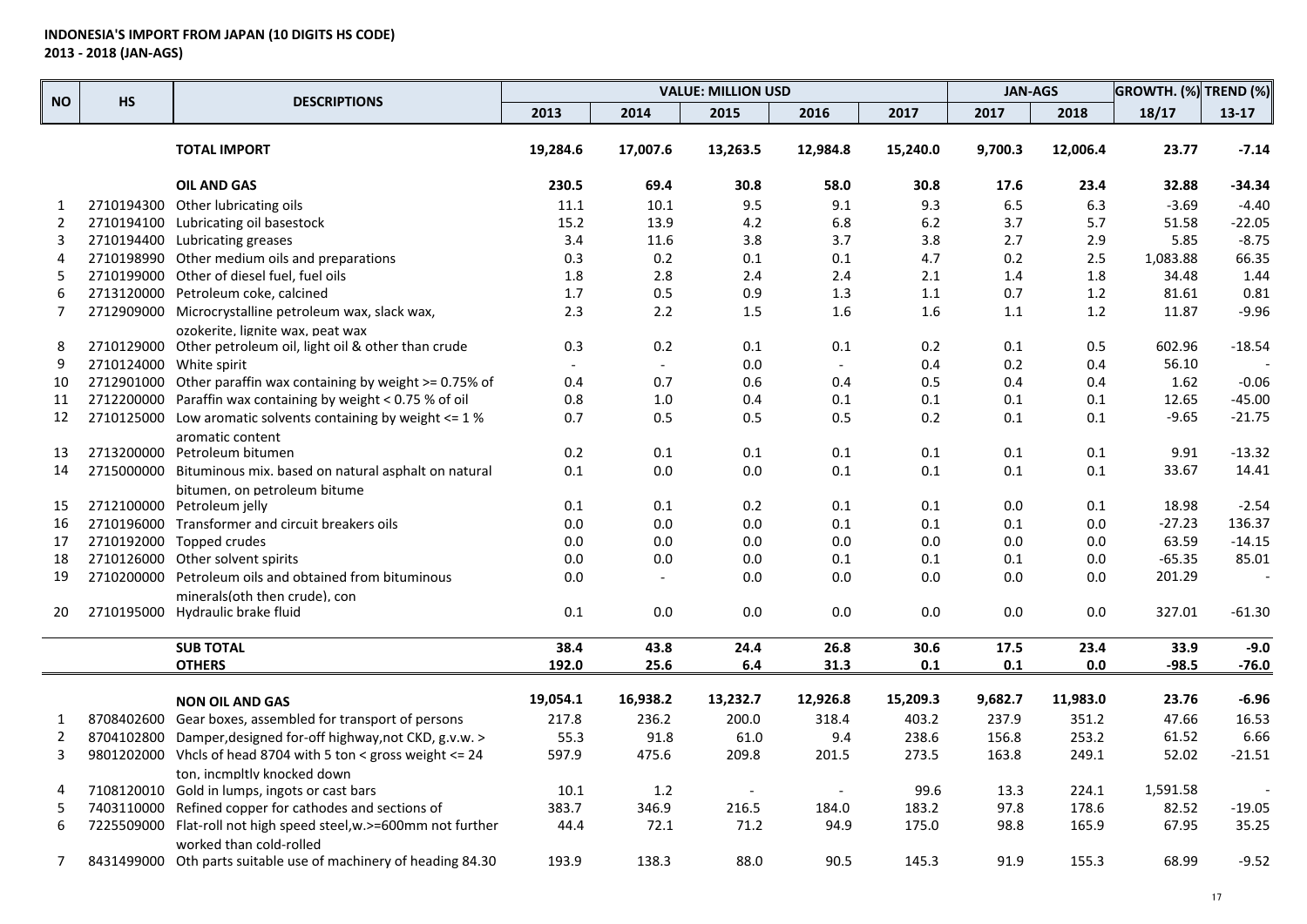**INDONESIA'S IMPORT FROM JAPAN (10 DIGITS HS CODE)**
**2013 - 2018 (JAN-AGS)**

| NO | HS | DESCRIPTIONS | VALUE: MILLION USD | | | | | JAN-AGS | | GROWTH. (%) | TREND (%) |
|---|---|---|---|---|---|---|---|---|---|---|---|
| | | | 2013 | 2014 | 2015 | 2016 | 2017 | 2017 | 2018 | 18/17 | 13-17 |
| | | **TOTAL IMPORT** | **19,284.6** | **17,007.6** | **13,263.5** | **12,984.8** | **15,240.0** | **9,700.3** | **12,006.4** | **23.77** | **-7.14** |
| | | **OIL AND GAS** | **230.5** | **69.4** | **30.8** | **58.0** | **30.8** | **17.6** | **23.4** | **32.88** | **-34.34** |
| 1 | 2710194300 | Other lubricating oils | 11.1 | 10.1 | 9.5 | 9.1 | 9.3 | 6.5 | 6.3 | -3.69 | -4.40 |
| 2 | 2710194100 | Lubricating oil basestock | 15.2 | 13.9 | 4.2 | 6.8 | 6.2 | 3.7 | 5.7 | 51.58 | -22.05 |
| 3 | 2710194400 | Lubricating greases | 3.4 | 11.6 | 3.8 | 3.7 | 3.8 | 2.7 | 2.9 | 5.85 | -8.75 |
| 4 | 2710198990 | Other medium oils and preparations | 0.3 | 0.2 | 0.1 | 0.1 | 4.7 | 0.2 | 2.5 | 1,083.88 | 66.35 |
| 5 | 2710199000 | Other of diesel fuel, fuel oils | 1.8 | 2.8 | 2.4 | 2.4 | 2.1 | 1.4 | 1.8 | 34.48 | 1.44 |
| 6 | 2713120000 | Petroleum coke, calcined | 1.7 | 0.5 | 0.9 | 1.3 | 1.1 | 0.7 | 1.2 | 81.61 | 0.81 |
| 7 | 2712909000 | Microcrystalline petroleum wax, slack wax, ozokerite, lignite wax, peat wax | 2.3 | 2.2 | 1.5 | 1.6 | 1.6 | 1.1 | 1.2 | 11.87 | -9.96 |
| 8 | 2710129000 | Other petroleum oil, light oil & other than crude | 0.3 | 0.2 | 0.1 | 0.1 | 0.2 | 0.1 | 0.5 | 602.96 | -18.54 |
| 9 | 2710124000 | White spirit | - | - | 0.0 | - | 0.4 | 0.2 | 0.4 | 56.10 | - |
| 10 | 2712901000 | Other paraffin wax containing by weight >= 0.75% of | 0.4 | 0.7 | 0.6 | 0.4 | 0.5 | 0.4 | 0.4 | 1.62 | -0.06 |
| 11 | 2712200000 | Paraffin wax containing by weight < 0.75 % of oil | 0.8 | 1.0 | 0.4 | 0.1 | 0.1 | 0.1 | 0.1 | 12.65 | -45.00 |
| 12 | 2710125000 | Low aromatic solvents containing by weight <= 1 % aromatic content | 0.7 | 0.5 | 0.5 | 0.5 | 0.2 | 0.1 | 0.1 | -9.65 | -21.75 |
| 13 | 2713200000 | Petroleum bitumen | 0.2 | 0.1 | 0.1 | 0.1 | 0.1 | 0.1 | 0.1 | 9.91 | -13.32 |
| 14 | 2715000000 | Bituminous mix. based on natural asphalt on natural bitumen, on petroleum bitume | 0.1 | 0.0 | 0.0 | 0.1 | 0.1 | 0.1 | 0.1 | 33.67 | 14.41 |
| 15 | 2712100000 | Petroleum jelly | 0.1 | 0.1 | 0.2 | 0.1 | 0.1 | 0.0 | 0.1 | 18.98 | -2.54 |
| 16 | 2710196000 | Transformer and circuit breakers oils | 0.0 | 0.0 | 0.0 | 0.1 | 0.1 | 0.1 | 0.0 | -27.23 | 136.37 |
| 17 | 2710192000 | Topped crudes | 0.0 | 0.0 | 0.0 | 0.0 | 0.0 | 0.0 | 0.0 | 63.59 | -14.15 |
| 18 | 2710126000 | Other solvent spirits | 0.0 | 0.0 | 0.0 | 0.1 | 0.1 | 0.1 | 0.0 | -65.35 | 85.01 |
| 19 | 2710200000 | Petroleum oils and obtained from bituminous minerals(oth then crude), con | 0.0 | - | 0.0 | 0.0 | 0.0 | 0.0 | 0.0 | 201.29 | - |
| 20 | 2710195000 | Hydraulic brake fluid | 0.1 | 0.0 | 0.0 | 0.0 | 0.0 | 0.0 | 0.0 | 327.01 | -61.30 |
| | | **SUB TOTAL** | **38.4** | **43.8** | **24.4** | **26.8** | **30.6** | **17.5** | **23.4** | **33.9** | **-9.0** |
| | | **OTHERS** | **192.0** | **25.6** | **6.4** | **31.3** | **0.1** | **0.1** | **0.0** | **-98.5** | **-76.0** |
| | | **NON OIL AND GAS** | **19,054.1** | **16,938.2** | **13,232.7** | **12,926.8** | **15,209.3** | **9,682.7** | **11,983.0** | **23.76** | **-6.96** |
| 1 | 8708402600 | Gear boxes, assembled for transport of persons | 217.8 | 236.2 | 200.0 | 318.4 | 403.2 | 237.9 | 351.2 | 47.66 | 16.53 |
| 2 | 8704102800 | Damper,designed for-off highway,not CKD, g.v.w. > | 55.3 | 91.8 | 61.0 | 9.4 | 238.6 | 156.8 | 253.2 | 61.52 | 6.66 |
| 3 | 9801202000 | Vhcls of head 8704 with 5 ton < gross weight <= 24 ton, incmpltly knocked down | 597.9 | 475.6 | 209.8 | 201.5 | 273.5 | 163.8 | 249.1 | 52.02 | -21.51 |
| 4 | 7108120010 | Gold in lumps, ingots or cast bars | 10.1 | 1.2 | - | - | 99.6 | 13.3 | 224.1 | 1,591.58 | - |
| 5 | 7403110000 | Refined copper for cathodes and sections of | 383.7 | 346.9 | 216.5 | 184.0 | 183.2 | 97.8 | 178.6 | 82.52 | -19.05 |
| 6 | 7225509000 | Flat-roll not high speed steel,w.>=600mm not further worked than cold-rolled | 44.4 | 72.1 | 71.2 | 94.9 | 175.0 | 98.8 | 165.9 | 67.95 | 35.25 |
| 7 | 8431499000 | Oth parts suitable use of machinery of heading 84.30 | 193.9 | 138.3 | 88.0 | 90.5 | 145.3 | 91.9 | 155.3 | 68.99 | -9.52 |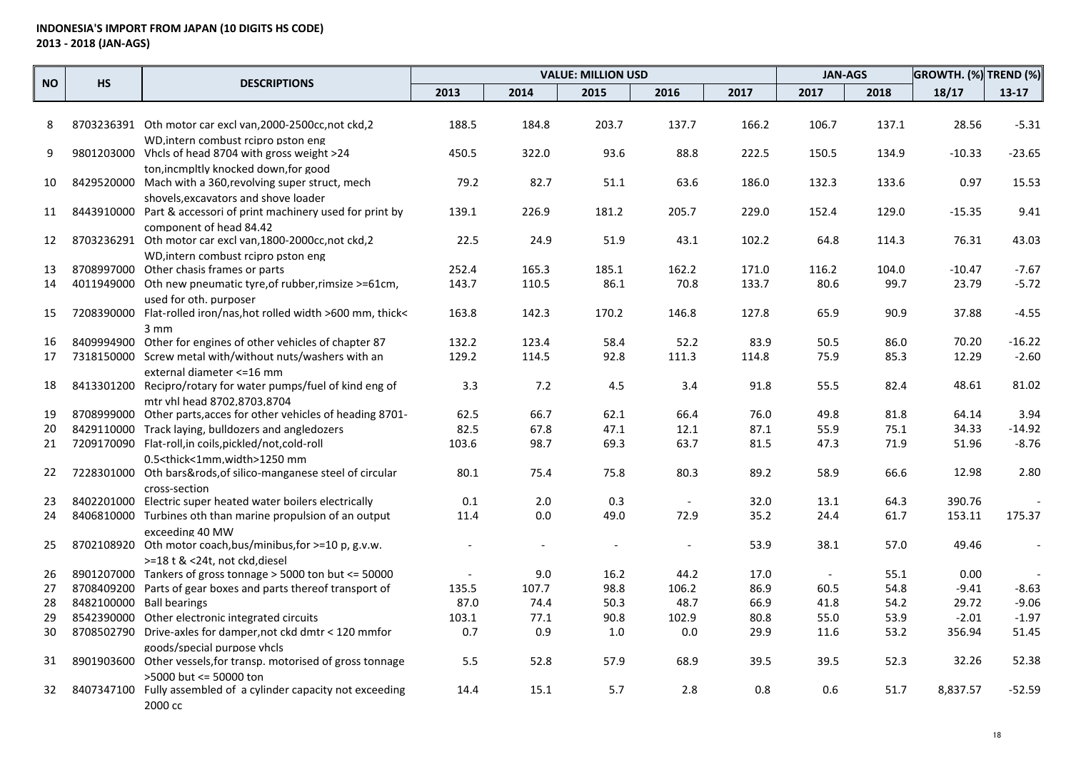**INDONESIA'S IMPORT FROM JAPAN (10 DIGITS HS CODE)**
**2013 - 2018 (JAN-AGS)**

| NO | HS | DESCRIPTIONS | VALUE: MILLION USD | | | | | JAN-AGS | | GROWTH. (%) | TREND (%) |
|---|---|---|---|---|---|---|---|---|---|---|---|
| | | | 2013 | 2014 | 2015 | 2016 | 2017 | 2017 | 2018 | 18/17 | 13-17 |
| 8 | 8703236391 | Oth motor car excl van,2000-2500cc,not ckd,2 WD,intern combust rcipro pston eng | 188.5 | 184.8 | 203.7 | 137.7 | 166.2 | 106.7 | 137.1 | 28.56 | -5.31 |
| 9 | 9801203000 | Vhcls of head 8704 with gross weight >24 ton,incmpltly knocked down,for good | 450.5 | 322.0 | 93.6 | 88.8 | 222.5 | 150.5 | 134.9 | -10.33 | -23.65 |
| 10 | 8429520000 | Mach with a 360,revolving super struct, mech shovels,excavators and shove loader | 79.2 | 82.7 | 51.1 | 63.6 | 186.0 | 132.3 | 133.6 | 0.97 | 15.53 |
| 11 | 8443910000 | Part & accessori of print machinery used for print by component of head 84.42 | 139.1 | 226.9 | 181.2 | 205.7 | 229.0 | 152.4 | 129.0 | -15.35 | 9.41 |
| 12 | 8703236291 | Oth motor car excl van,1800-2000cc,not ckd,2 WD,intern combust rcipro pston eng | 22.5 | 24.9 | 51.9 | 43.1 | 102.2 | 64.8 | 114.3 | 76.31 | 43.03 |
| 13 | 8708997000 | Other chasis frames or parts | 252.4 | 165.3 | 185.1 | 162.2 | 171.0 | 116.2 | 104.0 | -10.47 | -7.67 |
| 14 | 4011949000 | Oth new pneumatic tyre,of rubber,rimsize >=61cm, used for oth. purposer | 143.7 | 110.5 | 86.1 | 70.8 | 133.7 | 80.6 | 99.7 | 23.79 | -5.72 |
| 15 | 7208390000 | Flat-rolled iron/nas,hot rolled width >600 mm, thick< 3 mm | 163.8 | 142.3 | 170.2 | 146.8 | 127.8 | 65.9 | 90.9 | 37.88 | -4.55 |
| 16 | 8409994900 | Other for engines of other vehicles of chapter 87 | 132.2 | 123.4 | 58.4 | 52.2 | 83.9 | 50.5 | 86.0 | 70.20 | -16.22 |
| 17 | 7318150000 | Screw metal with/without nuts/washers with an external diameter <=16 mm | 129.2 | 114.5 | 92.8 | 111.3 | 114.8 | 75.9 | 85.3 | 12.29 | -2.60 |
| 18 | 8413301200 | Recipro/rotary for water pumps/fuel of kind eng of mtr vhl head 8702,8703,8704 | 3.3 | 7.2 | 4.5 | 3.4 | 91.8 | 55.5 | 82.4 | 48.61 | 81.02 |
| 19 | 8708999000 | Other parts,acces for other vehicles of heading 8701- | 62.5 | 66.7 | 62.1 | 66.4 | 76.0 | 49.8 | 81.8 | 64.14 | 3.94 |
| 20 | 8429110000 | Track laying, bulldozers and angledozers | 82.5 | 67.8 | 47.1 | 12.1 | 87.1 | 55.9 | 75.1 | 34.33 | -14.92 |
| 21 | 7209170090 | Flat-roll,in coils,pickled/not,cold-roll 0.5<thick<1mm,width>1250 mm | 103.6 | 98.7 | 69.3 | 63.7 | 81.5 | 47.3 | 71.9 | 51.96 | -8.76 |
| 22 | 7228301000 | Oth bars&rods,of silico-manganese steel of circular cross-section | 80.1 | 75.4 | 75.8 | 80.3 | 89.2 | 58.9 | 66.6 | 12.98 | 2.80 |
| 23 | 8402201000 | Electric super heated water boilers electrically | 0.1 | 2.0 | 0.3 | - | 32.0 | 13.1 | 64.3 | 390.76 | - |
| 24 | 8406810000 | Turbines oth than marine propulsion of an output exceeding 40 MW | 11.4 | 0.0 | 49.0 | 72.9 | 35.2 | 24.4 | 61.7 | 153.11 | 175.37 |
| 25 | 8702108920 | Oth motor coach,bus/minibus,for >=10 p, g.v.w. >=18 t & <24t, not ckd,diesel | - | - | - | - | 53.9 | 38.1 | 57.0 | 49.46 | - |
| 26 | 8901207000 | Tankers of gross tonnage > 5000 ton but <= 50000 | - | 9.0 | 16.2 | 44.2 | 17.0 | - | 55.1 | 0.00 | - |
| 27 | 8708409200 | Parts of gear boxes and parts thereof transport of | 135.5 | 107.7 | 98.8 | 106.2 | 86.9 | 60.5 | 54.8 | -9.41 | -8.63 |
| 28 | 8482100000 | Ball bearings | 87.0 | 74.4 | 50.3 | 48.7 | 66.9 | 41.8 | 54.2 | 29.72 | -9.06 |
| 29 | 8542390000 | Other electronic integrated circuits | 103.1 | 77.1 | 90.8 | 102.9 | 80.8 | 55.0 | 53.9 | -2.01 | -1.97 |
| 30 | 8708502790 | Drive-axles for damper,not ckd dmtr < 120 mmfor goods/special purpose vhcls | 0.7 | 0.9 | 1.0 | 0.0 | 29.9 | 11.6 | 53.2 | 356.94 | 51.45 |
| 31 | 8901903600 | Other vessels,for transp. motorised of gross tonnage >5000 but <= 50000 ton | 5.5 | 52.8 | 57.9 | 68.9 | 39.5 | 39.5 | 52.3 | 32.26 | 52.38 |
| 32 | 8407347100 | Fully assembled of a cylinder capacity not exceeding 2000 cc | 14.4 | 15.1 | 5.7 | 2.8 | 0.8 | 0.6 | 51.7 | 8,837.57 | -52.59 |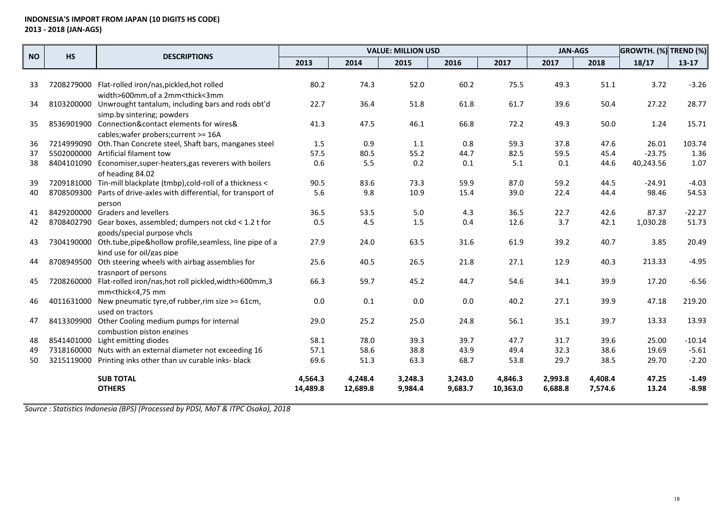**INDONESIA'S IMPORT FROM JAPAN (10 DIGITS HS CODE)**
**2013 - 2018 (JAN-AGS)**

| NO | HS | DESCRIPTIONS | VALUE: MILLION USD | | | | | JAN-AGS | | GROWTH. (%) | TREND (%) |
|---|---|---|---|---|---|---|---|---|---|---|---|
| | | | 2013 | 2014 | 2015 | 2016 | 2017 | 2017 | 2018 | 18/17 | 13-17 |
| 33 | 7208279000 | Flat-rolled iron/nas,pickled,hot rolled width>600mm,of a 2mm<thick<3mm | 80.2 | 74.3 | 52.0 | 60.2 | 75.5 | 49.3 | 51.1 | 3.72 | -3.26 |
| 34 | 8103200000 | Unwrought tantalum, including bars and rods obt'd simp.by sintering; powders | 22.7 | 36.4 | 51.8 | 61.8 | 61.7 | 39.6 | 50.4 | 27.22 | 28.77 |
| 35 | 8536901900 | Connection&contact elements for wires& cables;wafer probers;current >= 16A | 41.3 | 47.5 | 46.1 | 66.8 | 72.2 | 49.3 | 50.0 | 1.24 | 15.71 |
| 36 | 7214999090 | Oth.Than Concrete steel, Shaft bars, manganes steel | 1.5 | 0.9 | 1.1 | 0.8 | 59.3 | 37.8 | 47.6 | 26.01 | 103.74 |
| 37 | 5502000000 | Artificial filament tow | 57.5 | 80.5 | 55.2 | 44.7 | 82.5 | 59.5 | 45.4 | -23.75 | 1.36 |
| 38 | 8404101090 | Economiser,super-heaters,gas reverers with boilers of heading 84.02 | 0.6 | 5.5 | 0.2 | 0.1 | 5.1 | 0.1 | 44.6 | 40,243.56 | 1.07 |
| 39 | 7209181000 | Tin-mill blackplate (tmbp),cold-roll of a thickness < | 90.5 | 83.6 | 73.3 | 59.9 | 87.0 | 59.2 | 44.5 | -24.91 | -4.03 |
| 40 | 8708509300 | Parts of drive-axles with differential, for transport of person | 5.6 | 9.8 | 10.9 | 15.4 | 39.0 | 22.4 | 44.4 | 98.46 | 54.53 |
| 41 | 8429200000 | Graders and levellers | 36.5 | 53.5 | 5.0 | 4.3 | 36.5 | 22.7 | 42.6 | 87.37 | -22.27 |
| 42 | 8708402790 | Gear boxes, assembled; dumpers not ckd < 1.2 t for goods/special purpose vhcls | 0.5 | 4.5 | 1.5 | 0.4 | 12.6 | 3.7 | 42.1 | 1,030.28 | 51.73 |
| 43 | 7304190000 | Oth.tube,pipe&hollow profile,seamless, line pipe of a kind use for oil/gas pipe | 27.9 | 24.0 | 63.5 | 31.6 | 61.9 | 39.2 | 40.7 | 3.85 | 20.49 |
| 44 | 8708949500 | Oth steering wheels with airbag assemblies for trasnport of persons | 25.6 | 40.5 | 26.5 | 21.8 | 27.1 | 12.9 | 40.3 | 213.33 | -4.95 |
| 45 | 7208260000 | Flat-rolled iron/nas,hot roll pickled,width>600mm,3 mm<thick<4,75 mm | 66.3 | 59.7 | 45.2 | 44.7 | 54.6 | 34.1 | 39.9 | 17.20 | -6.56 |
| 46 | 4011631000 | New pneumatic tyre,of rubber,rim size >= 61cm, used on tractors | 0.0 | 0.1 | 0.0 | 0.0 | 40.2 | 27.1 | 39.9 | 47.18 | 219.20 |
| 47 | 8413309900 | Other Cooling medium pumps for internal combustion piston engines | 29.0 | 25.2 | 25.0 | 24.8 | 56.1 | 35.1 | 39.7 | 13.33 | 13.93 |
| 48 | 8541401000 | Light emitting diodes | 58.1 | 78.0 | 39.3 | 39.7 | 47.7 | 31.7 | 39.6 | 25.00 | -10.14 |
| 49 | 7318160000 | Nuts with an external diameter not exceeding 16 | 57.1 | 58.6 | 38.8 | 43.9 | 49.4 | 32.3 | 38.6 | 19.69 | -5.61 |
| 50 | 3215119000 | Printing inks other than uv curable inks- black | 69.6 | 51.3 | 63.3 | 68.7 | 53.8 | 29.7 | 38.5 | 29.70 | -2.20 |
| | | **SUB TOTAL** | **4,564.3** | **4,248.4** | **3,248.3** | **3,243.0** | **4,846.3** | **2,993.8** | **4,408.4** | **47.25** | **-1.49** |
| | | **OTHERS** | **14,489.8** | **12,689.8** | **9,984.4** | **9,683.7** | **10,363.0** | **6,688.8** | **7,574.6** | **13.24** | **-8.98** |

*Source : Statistics Indonesia (BPS) (Processed by PDSI, MoT & ITPC Osaka), 2018*